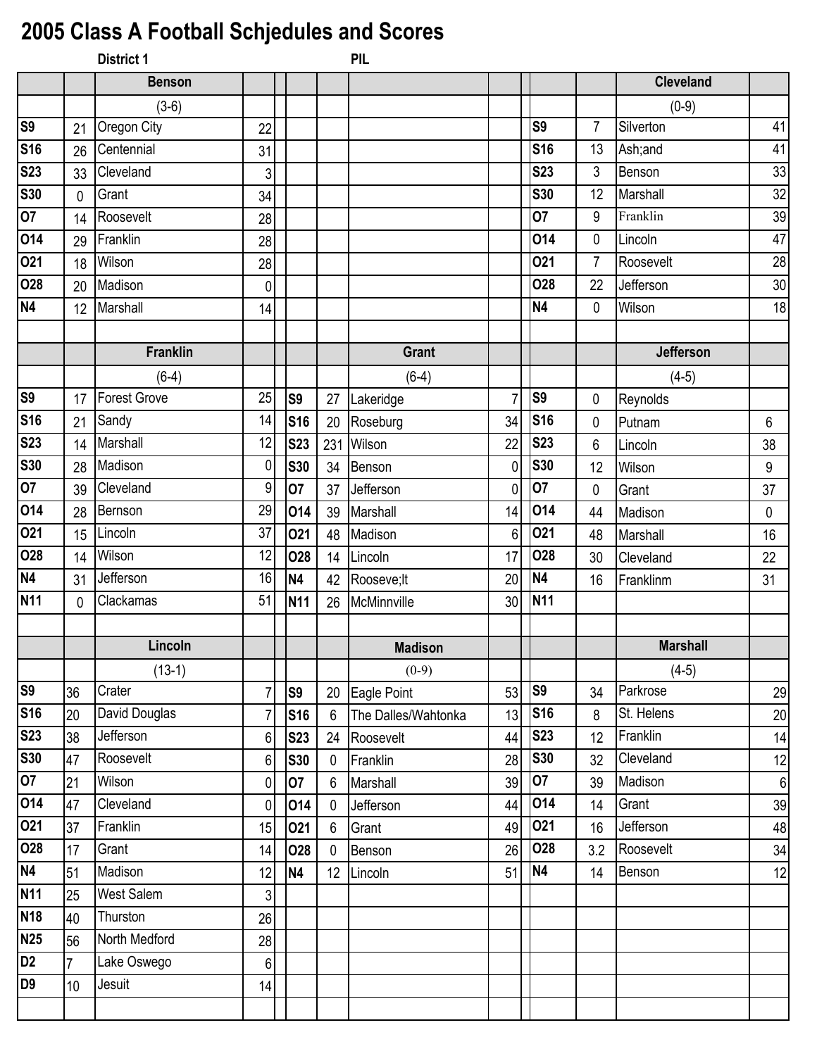# 2005 Class A Football Schjedules and Scores

**District 1** **PIL**

| | | Benson | | | | | | | | | | Cleveland | |
|---|---|---|---|---|---|---|---|---|---|---|---|---|---|
| | | (3-6) | | | | | | | | | | (0-9) | |
| **S9** | 21 | Oregon City | 22 | | | | | | | **S9** | 7 | Silverton | 41 |
| **S16** | 26 | Centennial | 31 | | | | | | | **S16** | 13 | Ash;and | 41 |
| **S23** | 33 | Cleveland | 3 | | | | | | | **S23** | 3 | Benson | 33 |
| **S30** | 0 | Grant | 34 | | | | | | | **S30** | 12 | Marshall | 32 |
| **O7** | 14 | Roosevelt | 28 | | | | | | | **O7** | 9 | Franklin | 39 |
| **O14** | 29 | Franklin | 28 | | | | | | | **O14** | 0 | Lincoln | 47 |
| **O21** | 18 | Wilson | 28 | | | | | | | **O21** | 7 | Roosevelt | 28 |
| **O28** | 20 | Madison | 0 | | | | | | | **O28** | 22 | Jefferson | 30 |
| **N4** | 12 | Marshall | 14 | | | | | | | **N4** | 0 | Wilson | 18 |
| | | | | | | | | | | | | | |
| | | Franklin | | | | | Grant | | | | | Jefferson | |
| | | (6-4) | | | | | (6-4) | | | | | (4-5) | |
| **S9** | 17 | Forest Grove | 25 | | **S9** | 27 | Lakeridge | 7 | | **S9** | 0 | Reynolds | |
| **S16** | 21 | Sandy | 14 | | **S16** | 20 | Roseburg | 34 | | **S16** | 0 | Putnam | 6 |
| **S23** | 14 | Marshall | 12 | | **S23** | 231 | Wilson | 22 | | **S23** | 6 | Lincoln | 38 |
| **S30** | 28 | Madison | 0 | | **S30** | 34 | Benson | 0 | | **S30** | 12 | Wilson | 9 |
| **O7** | 39 | Cleveland | 9 | | **O7** | 37 | Jefferson | 0 | | **O7** | 0 | Grant | 37 |
| **O14** | 28 | Bernson | 29 | | **O14** | 39 | Marshall | 14 | | **O14** | 44 | Madison | 0 |
| **O21** | 15 | Lincoln | 37 | | **O21** | 48 | Madison | 6 | | **O21** | 48 | Marshall | 16 |
| **O28** | 14 | Wilson | 12 | | **O28** | 14 | Lincoln | 17 | | **O28** | 30 | Cleveland | 22 |
| **N4** | 31 | Jefferson | 16 | | **N4** | 42 | Rooseve;lt | 20 | | **N4** | 16 | Franklinm | 31 |
| **N11** | 0 | Clackamas | 51 | | **N11** | 26 | McMinnville | 30 | | **N11** | | | |
| | | | | | | | | | | | | | |
| | | Lincoln | | | | | Madison | | | | | Marshall | |
| | | (13-1) | | | | | (0-9) | | | | | (4-5) | |
| **S9** | 36 | Crater | 7 | | **S9** | 20 | Eagle Point | 53 | | **S9** | 34 | Parkrose | 29 |
| **S16** | 20 | David Douglas | 7 | | **S16** | 6 | The Dalles/Wahtonka | 13 | | **S16** | 8 | St. Helens | 20 |
| **S23** | 38 | Jefferson | 6 | | **S23** | 24 | Roosevelt | 44 | | **S23** | 12 | Franklin | 14 |
| **S30** | 47 | Roosevelt | 6 | | **S30** | 0 | Franklin | 28 | | **S30** | 32 | Cleveland | 12 |
| **O7** | 21 | Wilson | 0 | | **O7** | 6 | Marshall | 39 | | **O7** | 39 | Madison | 6 |
| **O14** | 47 | Cleveland | 0 | | **O14** | 0 | Jefferson | 44 | | **O14** | 14 | Grant | 39 |
| **O21** | 37 | Franklin | 15 | | **O21** | 6 | Grant | 49 | | **O21** | 16 | Jefferson | 48 |
| **O28** | 17 | Grant | 14 | | **O28** | 0 | Benson | 26 | | **O28** | 3.2 | Roosevelt | 34 |
| **N4** | 51 | Madison | 12 | | **N4** | 12 | Lincoln | 51 | | **N4** | 14 | Benson | 12 |
| **N11** | 25 | West Salem | 3 | | | | | | | | | | |
| **N18** | 40 | Thurston | 26 | | | | | | | | | | |
| **N25** | 56 | North Medford | 28 | | | | | | | | | | |
| **D2** | 7 | Lake Oswego | 6 | | | | | | | | | | |
| **D9** | 10 | Jesuit | 14 | | | | | | | | | | |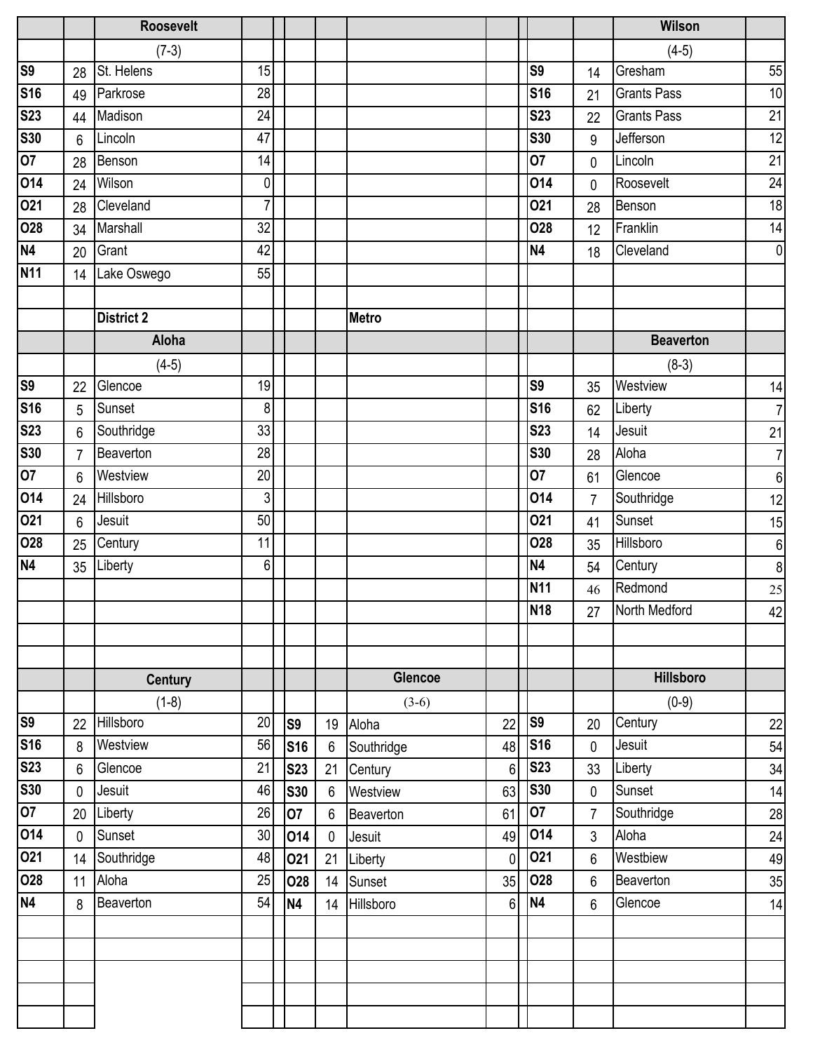## Roosevelt

(7-3)

| Date | Score | Opponent | Opp. Score |
|---|---|---|---|
| S9 | 28 | St. Helens | 15 |
| S16 | 49 | Parkrose | 28 |
| S23 | 44 | Madison | 24 |
| S30 | 6 | Lincoln | 47 |
| O7 | 28 | Benson | 14 |
| O14 | 24 | Wilson | 0 |
| O21 | 28 | Cleveland | 7 |
| O28 | 34 | Marshall | 32 |
| N4 | 20 | Grant | 42 |
| N11 | 14 | Lake Oswego | 55 |

## Wilson

(4-5)

| Date | Score | Opponent | Opp. Score |
|---|---|---|---|
| S9 | 14 | Gresham | 55 |
| S16 | 21 | Grants Pass | 10 |
| S23 | 22 | Grants Pass | 21 |
| S30 | 9 | Jefferson | 12 |
| O7 | 0 | Lincoln | 21 |
| O14 | 0 | Roosevelt | 24 |
| O21 | 28 | Benson | 18 |
| O28 | 12 | Franklin | 14 |
| N4 | 18 | Cleveland | 0 |

# District 2 Metro

## Aloha

(4-5)

| Date | Score | Opponent | Opp. Score |
|---|---|---|---|
| S9 | 22 | Glencoe | 19 |
| S16 | 5 | Sunset | 8 |
| S23 | 6 | Southridge | 33 |
| S30 | 7 | Beaverton | 28 |
| O7 | 6 | Westview | 20 |
| O14 | 24 | Hillsboro | 3 |
| O21 | 6 | Jesuit | 50 |
| O28 | 25 | Century | 11 |
| N4 | 35 | Liberty | 6 |

## Beaverton

(8-3)

| Date | Score | Opponent | Opp. Score |
|---|---|---|---|
| S9 | 35 | Westview | 14 |
| S16 | 62 | Liberty | 7 |
| S23 | 14 | Jesuit | 21 |
| S30 | 28 | Aloha | 7 |
| O7 | 61 | Glencoe | 6 |
| O14 | 7 | Southridge | 12 |
| O21 | 41 | Sunset | 15 |
| O28 | 35 | Hillsboro | 6 |
| N4 | 54 | Century | 8 |
| N11 | 46 | Redmond | 25 |
| N18 | 27 | North Medford | 42 |

## Century

(1-8)

| Date | Score | Opponent | Opp. Score |
|---|---|---|---|
| S9 | 22 | Hillsboro | 20 |
| S16 | 8 | Westview | 56 |
| S23 | 6 | Glencoe | 21 |
| S30 | 0 | Jesuit | 46 |
| O7 | 20 | Liberty | 26 |
| O14 | 0 | Sunset | 30 |
| O21 | 14 | Southridge | 48 |
| O28 | 11 | Aloha | 25 |
| N4 | 8 | Beaverton | 54 |

## Glencoe

(3-6)

| Date | Score | Opponent | Opp. Score |
|---|---|---|---|
| S9 | 19 | Aloha | 22 |
| S16 | 6 | Southridge | 48 |
| S23 | 21 | Century | 6 |
| S30 | 6 | Westview | 63 |
| O7 | 6 | Beaverton | 61 |
| O14 | 0 | Jesuit | 49 |
| O21 | 21 | Liberty | 0 |
| O28 | 14 | Sunset | 35 |
| N4 | 14 | Hillsboro | 6 |

## Hillsboro

(0-9)

| Date | Score | Opponent | Opp. Score |
|---|---|---|---|
| S9 | 20 | Century | 22 |
| S16 | 0 | Jesuit | 54 |
| S23 | 33 | Liberty | 34 |
| S30 | 0 | Sunset | 14 |
| O7 | 7 | Southridge | 28 |
| O14 | 3 | Aloha | 24 |
| O21 | 6 | Westbiew | 49 |
| O28 | 6 | Beaverton | 35 |
| N4 | 6 | Glencoe | 14 |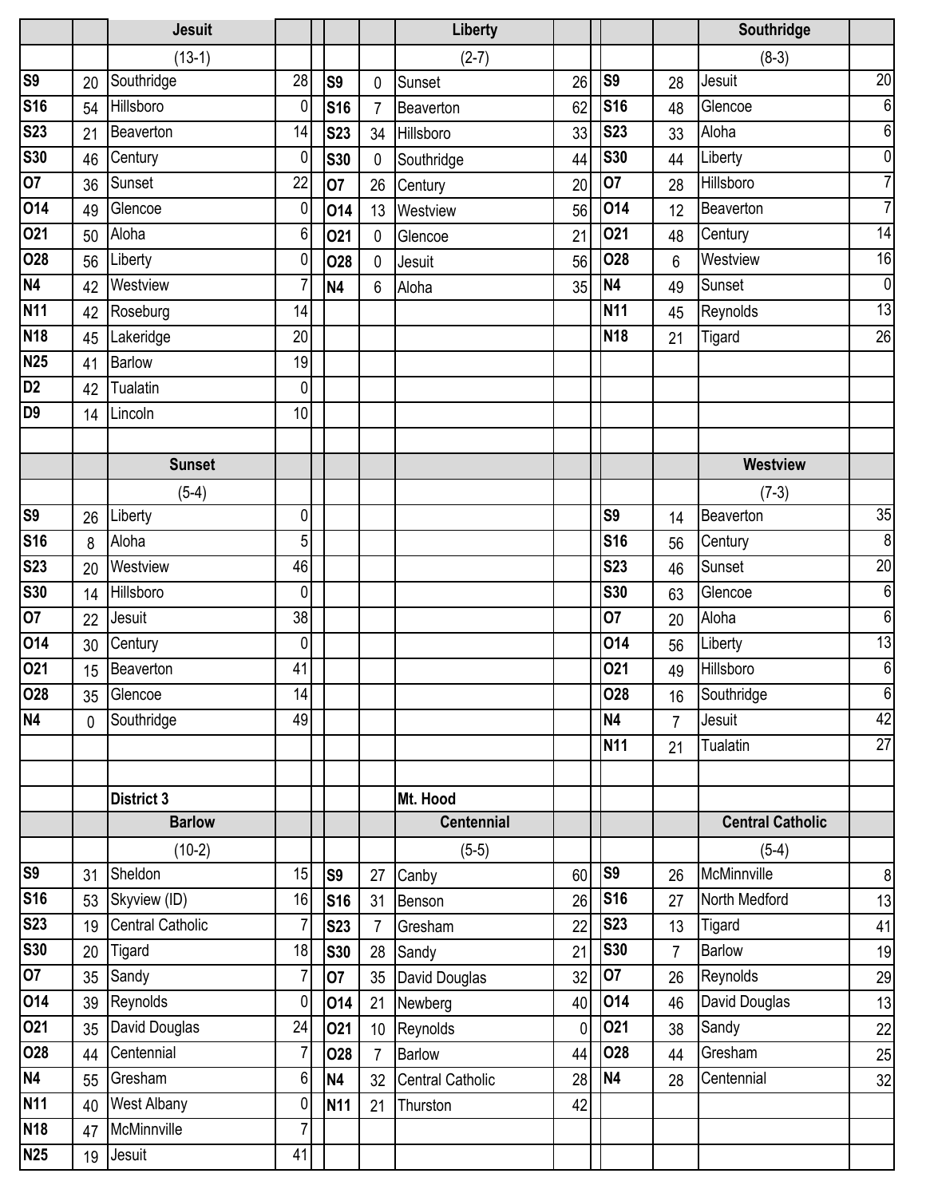| | | Jesuit | | | | | Liberty | | | | | Southridge | |
|---|---|---|---|---|---|---|---|---|---|---|---|---|---|
| | | (13-1) | | | | | (2-7) | | | | | (8-3) | |
| S9 | 20 | Southridge | 28 | | S9 | 0 | Sunset | 26 | | S9 | 28 | Jesuit | 20 |
| S16 | 54 | Hillsboro | 0 | | S16 | 7 | Beaverton | 62 | | S16 | 48 | Glencoe | 6 |
| S23 | 21 | Beaverton | 14 | | S23 | 34 | Hillsboro | 33 | | S23 | 33 | Aloha | 6 |
| S30 | 46 | Century | 0 | | S30 | 0 | Southridge | 44 | | S30 | 44 | Liberty | 0 |
| O7 | 36 | Sunset | 22 | | O7 | 26 | Century | 20 | | O7 | 28 | Hillsboro | 7 |
| O14 | 49 | Glencoe | 0 | | O14 | 13 | Westview | 56 | | O14 | 12 | Beaverton | 7 |
| O21 | 50 | Aloha | 6 | | O21 | 0 | Glencoe | 21 | | O21 | 48 | Century | 14 |
| O28 | 56 | Liberty | 0 | | O28 | 0 | Jesuit | 56 | | O28 | 6 | Westview | 16 |
| N4 | 42 | Westview | 7 | | N4 | 6 | Aloha | 35 | | N4 | 49 | Sunset | 0 |
| N11 | 42 | Roseburg | 14 | | | | | | | N11 | 45 | Reynolds | 13 |
| N18 | 45 | Lakeridge | 20 | | | | | | | N18 | 21 | Tigard | 26 |
| N25 | 41 | Barlow | 19 | | | | | | | | | | |
| D2 | 42 | Tualatin | 0 | | | | | | | | | | |
| D9 | 14 | Lincoln | 10 | | | | | | | | | | |
| | | | | | | | | | | | | | |
| | | Sunset | | | | | | | | | | Westview | |
| | | (5-4) | | | | | | | | | | (7-3) | |
| S9 | 26 | Liberty | 0 | | | | | | | S9 | 14 | Beaverton | 35 |
| S16 | 8 | Aloha | 5 | | | | | | | S16 | 56 | Century | 8 |
| S23 | 20 | Westview | 46 | | | | | | | S23 | 46 | Sunset | 20 |
| S30 | 14 | Hillsboro | 0 | | | | | | | S30 | 63 | Glencoe | 6 |
| O7 | 22 | Jesuit | 38 | | | | | | | O7 | 20 | Aloha | 6 |
| O14 | 30 | Century | 0 | | | | | | | O14 | 56 | Liberty | 13 |
| O21 | 15 | Beaverton | 41 | | | | | | | O21 | 49 | Hillsboro | 6 |
| O28 | 35 | Glencoe | 14 | | | | | | | O28 | 16 | Southridge | 6 |
| N4 | 0 | Southridge | 49 | | | | | | | N4 | 7 | Jesuit | 42 |
| | | | | | | | | | | N11 | 21 | Tualatin | 27 |
| | | | | | | | | | | | | | |
| | | District 3 | | | | | Mt. Hood | | | | | | |
| | | Barlow | | | | | Centennial | | | | | Central Catholic | |
| | | (10-2) | | | | | (5-5) | | | | | (5-4) | |
| S9 | 31 | Sheldon | 15 | | S9 | 27 | Canby | 60 | | S9 | 26 | McMinnville | 8 |
| S16 | 53 | Skyview (ID) | 16 | | S16 | 31 | Benson | 26 | | S16 | 27 | North Medford | 13 |
| S23 | 19 | Central Catholic | 7 | | S23 | 7 | Gresham | 22 | | S23 | 13 | Tigard | 41 |
| S30 | 20 | Tigard | 18 | | S30 | 28 | Sandy | 21 | | S30 | 7 | Barlow | 19 |
| O7 | 35 | Sandy | 7 | | O7 | 35 | David Douglas | 32 | | O7 | 26 | Reynolds | 29 |
| O14 | 39 | Reynolds | 0 | | O14 | 21 | Newberg | 40 | | O14 | 46 | David Douglas | 13 |
| O21 | 35 | David Douglas | 24 | | O21 | 10 | Reynolds | 0 | | O21 | 38 | Sandy | 22 |
| O28 | 44 | Centennial | 7 | | O28 | 7 | Barlow | 44 | | O28 | 44 | Gresham | 25 |
| N4 | 55 | Gresham | 6 | | N4 | 32 | Central Catholic | 28 | | N4 | 28 | Centennial | 32 |
| N11 | 40 | West Albany | 0 | | N11 | 21 | Thurston | 42 | | | | | |
| N18 | 47 | McMinnville | 7 | | | | | | | | | | |
| N25 | 19 | Jesuit | 41 | | | | | | | | | | |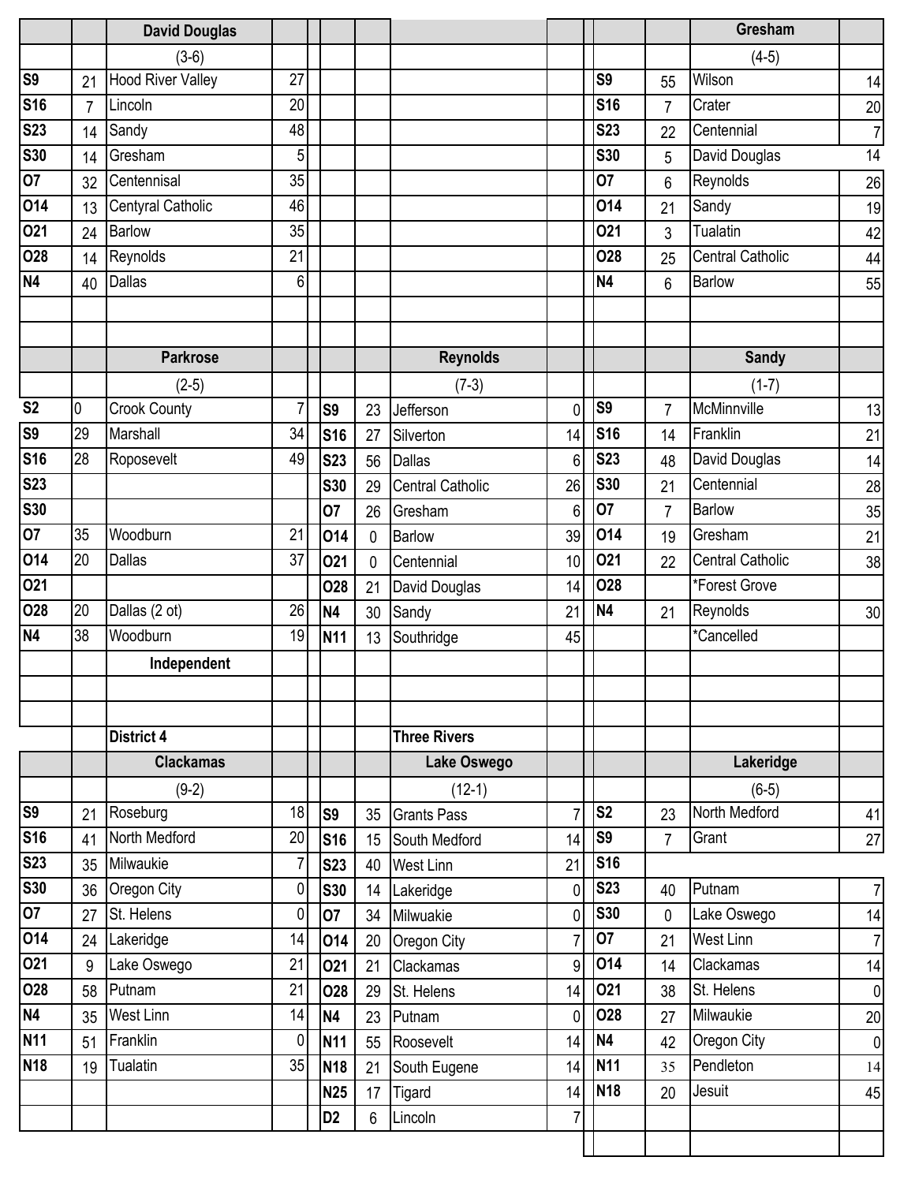### David Douglas

(3-6)

| Date | Score | Opponent | Opp |
|---|---|---|---|
| S9 | 21 | Hood River Valley | 27 |
| S16 | 7 | Lincoln | 20 |
| S23 | 14 | Sandy | 48 |
| S30 | 14 | Gresham | 5 |
| O7 | 32 | Centennisal | 35 |
| O14 | 13 | Centyral Catholic | 46 |
| O21 | 24 | Barlow | 35 |
| O28 | 14 | Reynolds | 21 |
| N4 | 40 | Dallas | 6 |

### Gresham

(4-5)

| Date | Score | Opponent | Opp |
|---|---|---|---|
| S9 | 55 | Wilson | 14 |
| S16 | 7 | Crater | 20 |
| S23 | 22 | Centennial | 7 |
| S30 | 5 | David Douglas | 14 |
| O7 | 6 | Reynolds | 26 |
| O14 | 21 | Sandy | 19 |
| O21 | 3 | Tualatin | 42 |
| O28 | 25 | Central Catholic | 44 |
| N4 | 6 | Barlow | 55 |

### Parkrose

(2-5)

| Date | Score | Opponent | Opp |
|---|---|---|---|
| S2 | 0 | Crook County | 7 |
| S9 | 29 | Marshall | 34 |
| S16 | 28 | Roposevelt | 49 |
| S23 | | | |
| S30 | | | |
| O7 | 35 | Woodburn | 21 |
| O14 | 20 | Dallas | 37 |
| O21 | | | |
| O28 | 20 | Dallas (2 ot) | 26 |
| N4 | 38 | Woodburn | 19 |

Independent

### Reynolds

(7-3)

| Date | Score | Opponent | Opp |
|---|---|---|---|
| S9 | 23 | Jefferson | 0 |
| S16 | 27 | Silverton | 14 |
| S23 | 56 | Dallas | 6 |
| S30 | 29 | Central Catholic | 26 |
| O7 | 26 | Gresham | 6 |
| O14 | 0 | Barlow | 39 |
| O21 | 0 | Centennial | 10 |
| O28 | 21 | David Douglas | 14 |
| N4 | 30 | Sandy | 21 |
| N11 | 13 | Southridge | 45 |

### Sandy

(1-7)

| Date | Score | Opponent | Opp |
|---|---|---|---|
| S9 | 7 | McMinnville | 13 |
| S16 | 14 | Franklin | 21 |
| S23 | 48 | David Douglas | 14 |
| S30 | 21 | Centennial | 28 |
| O7 | 7 | Barlow | 35 |
| O14 | 19 | Gresham | 21 |
| O21 | 22 | Central Catholic | 38 |
| O28 | | *Forest Grove | |
| N4 | 21 | Reynolds | 30 |
| | | *Cancelled | |

## District 4

### Clackamas

(9-2)

| Date | Score | Opponent | Opp |
|---|---|---|---|
| S9 | 21 | Roseburg | 18 |
| S16 | 41 | North Medford | 20 |
| S23 | 35 | Milwaukie | 7 |
| S30 | 36 | Oregon City | 0 |
| O7 | 27 | St. Helens | 0 |
| O14 | 24 | Lakeridge | 14 |
| O21 | 9 | Lake Oswego | 21 |
| O28 | 58 | Putnam | 21 |
| N4 | 35 | West Linn | 14 |
| N11 | 51 | Franklin | 0 |
| N18 | 19 | Tualatin | 35 |

## Three Rivers

### Lake Oswego

(12-1)

| Date | Score | Opponent | Opp |
|---|---|---|---|
| S9 | 35 | Grants Pass | 7 |
| S16 | 15 | South Medford | 14 |
| S23 | 40 | West Linn | 21 |
| S30 | 14 | Lakeridge | 0 |
| O7 | 34 | Milwuakie | 0 |
| O14 | 20 | Oregon City | 7 |
| O21 | 21 | Clackamas | 9 |
| O28 | 29 | St. Helens | 14 |
| N4 | 23 | Putnam | 0 |
| N11 | 55 | Roosevelt | 14 |
| N18 | 21 | South Eugene | 14 |
| N25 | 17 | Tigard | 14 |
| D2 | 6 | Lincoln | 7 |

### Lakeridge

(6-5)

| Date | Score | Opponent | Opp |
|---|---|---|---|
| S2 | 23 | North Medford | 41 |
| S9 | 7 | Grant | 27 |
| S16 | | | |
| S23 | 40 | Putnam | 7 |
| S30 | 0 | Lake Oswego | 14 |
| O7 | 21 | West Linn | 7 |
| O14 | 14 | Clackamas | 14 |
| O21 | 38 | St. Helens | 0 |
| O28 | 27 | Milwaukie | 20 |
| N4 | 42 | Oregon City | 0 |
| N11 | 35 | Pendleton | 14 |
| N18 | 20 | Jesuit | 45 |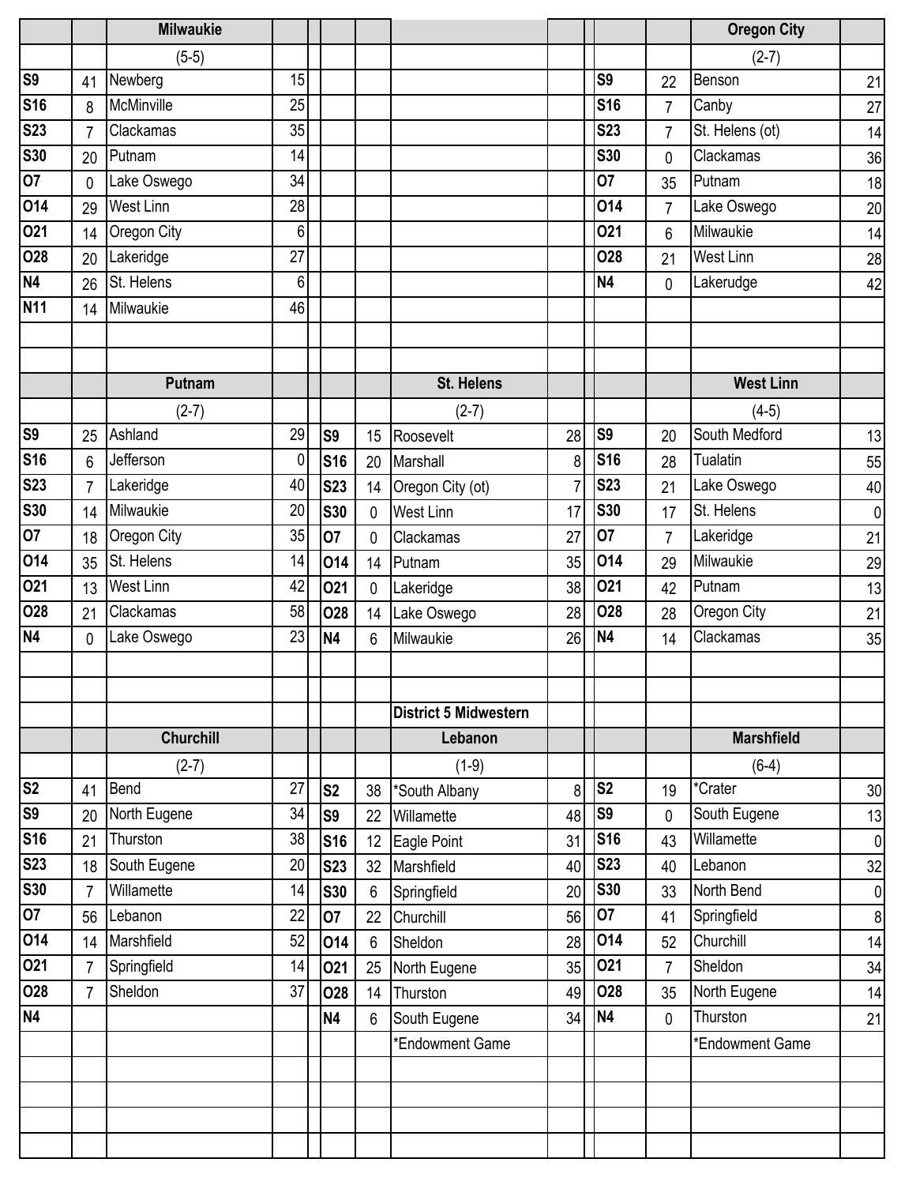### Milwaukie

(5-5)

| Date | Score | Opponent | Score |
|---|---|---|---|
| S9 | 41 | Newberg | 15 |
| S16 | 8 | McMinville | 25 |
| S23 | 7 | Clackamas | 35 |
| S30 | 20 | Putnam | 14 |
| O7 | 0 | Lake Oswego | 34 |
| O14 | 29 | West Linn | 28 |
| O21 | 14 | Oregon City | 6 |
| O28 | 20 | Lakeridge | 27 |
| N4 | 26 | St. Helens | 6 |
| N11 | 14 | Milwaukie | 46 |

### Oregon City

(2-7)

| Date | Score | Opponent | Score |
|---|---|---|---|
| S9 | 22 | Benson | 21 |
| S16 | 7 | Canby | 27 |
| S23 | 7 | St. Helens (ot) | 14 |
| S30 | 0 | Clackamas | 36 |
| O7 | 35 | Putnam | 18 |
| O14 | 7 | Lake Oswego | 20 |
| O21 | 6 | Milwaukie | 14 |
| O28 | 21 | West Linn | 28 |
| N4 | 0 | Lakerudge | 42 |

### Putnam

(2-7)

| Date | Score | Opponent | Score |
|---|---|---|---|
| S9 | 25 | Ashland | 29 |
| S16 | 6 | Jefferson | 0 |
| S23 | 7 | Lakeridge | 40 |
| S30 | 14 | Milwaukie | 20 |
| O7 | 18 | Oregon City | 35 |
| O14 | 35 | St. Helens | 14 |
| O21 | 13 | West Linn | 42 |
| O28 | 21 | Clackamas | 58 |
| N4 | 0 | Lake Oswego | 23 |

### St. Helens

(2-7)

| Date | Score | Opponent | Score |
|---|---|---|---|
| S9 | 15 | Roosevelt | 28 |
| S16 | 20 | Marshall | 8 |
| S23 | 14 | Oregon City (ot) | 7 |
| S30 | 0 | West Linn | 17 |
| O7 | 0 | Clackamas | 27 |
| O14 | 14 | Putnam | 35 |
| O21 | 0 | Lakeridge | 38 |
| O28 | 14 | Lake Oswego | 28 |
| N4 | 6 | Milwaukie | 26 |

### West Linn

(4-5)

| Date | Score | Opponent | Score |
|---|---|---|---|
| S9 | 20 | South Medford | 13 |
| S16 | 28 | Tualatin | 55 |
| S23 | 21 | Lake Oswego | 40 |
| S30 | 17 | St. Helens | 0 |
| O7 | 7 | Lakeridge | 21 |
| O14 | 29 | Milwaukie | 29 |
| O21 | 42 | Putnam | 13 |
| O28 | 28 | Oregon City | 21 |
| N4 | 14 | Clackamas | 35 |

## District 5 Midwestern

### Churchill

(2-7)

| Date | Score | Opponent | Score |
|---|---|---|---|
| S2 | 41 | Bend | 27 |
| S9 | 20 | North Eugene | 34 |
| S16 | 21 | Thurston | 38 |
| S23 | 18 | South Eugene | 20 |
| S30 | 7 | Willamette | 14 |
| O7 | 56 | Lebanon | 22 |
| O14 | 14 | Marshfield | 52 |
| O21 | 7 | Springfield | 14 |
| O28 | 7 | Sheldon | 37 |
| N4 | | | |

### Lebanon

(1-9)

| Date | Score | Opponent | Score |
|---|---|---|---|
| S2 | 38 | *South Albany | 8 |
| S9 | 22 | Willamette | 48 |
| S16 | 12 | Eagle Point | 31 |
| S23 | 32 | Marshfield | 40 |
| S30 | 6 | Springfield | 20 |
| O7 | 22 | Churchill | 56 |
| O14 | 6 | Sheldon | 28 |
| O21 | 25 | North Eugene | 35 |
| O28 | 14 | Thurston | 49 |
| N4 | 6 | South Eugene | 34 |

*Endowment Game

### Marshfield

(6-4)

| Date | Score | Opponent | Score |
|---|---|---|---|
| S2 | 19 | *Crater | 30 |
| S9 | 0 | South Eugene | 13 |
| S16 | 43 | Willamette | 0 |
| S23 | 40 | Lebanon | 32 |
| S30 | 33 | North Bend | 0 |
| O7 | 41 | Springfield | 8 |
| O14 | 52 | Churchill | 14 |
| O21 | 7 | Sheldon | 34 |
| O28 | 35 | North Eugene | 14 |
| N4 | 0 | Thurston | 21 |

*Endowment Game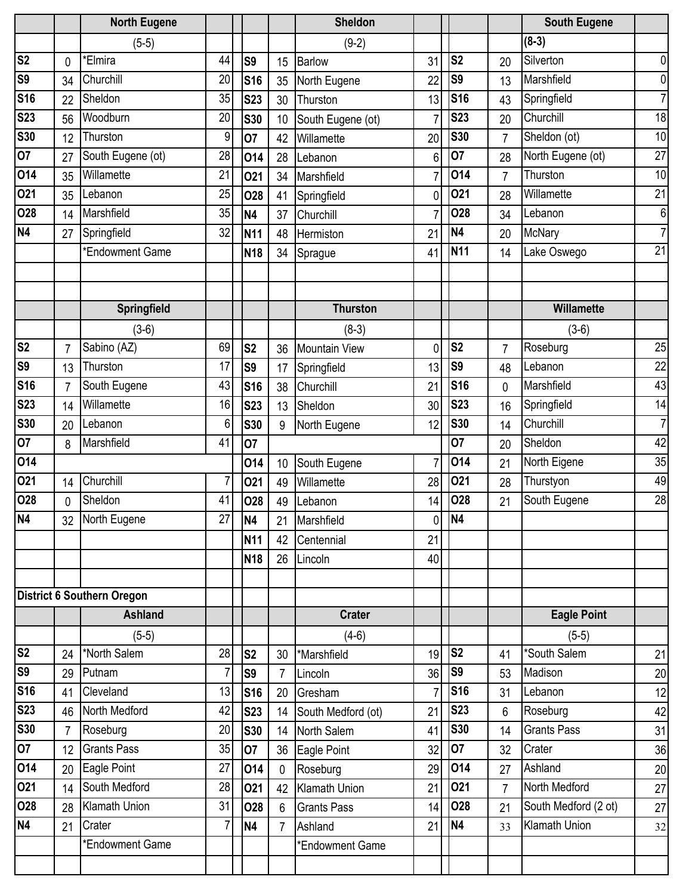| | | North Eugene | |
|---|---|---|---|
| | | (5-5) | |
| S2 | 0 | *Elmira | 44 |
| S9 | 34 | Churchill | 20 |
| S16 | 22 | Sheldon | 35 |
| S23 | 56 | Woodburn | 20 |
| S30 | 12 | Thurston | 9 |
| O7 | 27 | South Eugene (ot) | 28 |
| O14 | 35 | Willamette | 21 |
| O21 | 35 | Lebanon | 25 |
| O28 | 14 | Marshfield | 35 |
| N4 | 27 | Springfield | 32 |
| | | *Endowment Game | |

| | | Sheldon | |
|---|---|---|---|
| | | (9-2) | |
| S9 | 15 | Barlow | 31 |
| S16 | 35 | North Eugene | 22 |
| S23 | 30 | Thurston | 13 |
| S30 | 10 | South Eugene (ot) | 7 |
| O7 | 42 | Willamette | 20 |
| O14 | 28 | Lebanon | 6 |
| O21 | 34 | Marshfield | 7 |
| O28 | 41 | Springfield | 0 |
| N4 | 37 | Churchill | 7 |
| N11 | 48 | Hermiston | 21 |
| N18 | 34 | Sprague | 41 |

| | | South Eugene | |
|---|---|---|---|
| | | **(8-3)** | |
| S2 | 20 | Silverton | 0 |
| S9 | 13 | Marshfield | 0 |
| S16 | 43 | Springfield | 7 |
| S23 | 20 | Churchill | 18 |
| S30 | 7 | Sheldon (ot) | 10 |
| O7 | 28 | North Eugene (ot) | 27 |
| O14 | 7 | Thurston | 10 |
| O21 | 28 | Willamette | 21 |
| O28 | 34 | Lebanon | 6 |
| N4 | 20 | McNary | 7 |
| N11 | 14 | Lake Oswego | 21 |

| | | Springfield | |
|---|---|---|---|
| | | (3-6) | |
| S2 | 7 | Sabino (AZ) | 69 |
| S9 | 13 | Thurston | 17 |
| S16 | 7 | South Eugene | 43 |
| S23 | 14 | Willamette | 16 |
| S30 | 20 | Lebanon | 6 |
| O7 | 8 | Marshfield | 41 |
| O14 | | | |
| O21 | 14 | Churchill | 7 |
| O28 | 0 | Sheldon | 41 |
| N4 | 32 | North Eugene | 27 |

| | | Thurston | |
|---|---|---|---|
| | | (8-3) | |
| S2 | 36 | Mountain View | 0 |
| S9 | 17 | Springfield | 13 |
| S16 | 38 | Churchill | 21 |
| S23 | 13 | Sheldon | 30 |
| S30 | 9 | North Eugene | 12 |
| O7 | | | |
| O14 | 10 | South Eugene | 7 |
| O21 | 49 | Willamette | 28 |
| O28 | 49 | Lebanon | 14 |
| N4 | 21 | Marshfield | 0 |
| N11 | 42 | Centennial | 21 |
| N18 | 26 | Lincoln | 40 |

| | | Willamette | |
|---|---|---|---|
| | | (3-6) | |
| S2 | 7 | Roseburg | 25 |
| S9 | 48 | Lebanon | 22 |
| S16 | 0 | Marshfield | 43 |
| S23 | 16 | Springfield | 14 |
| S30 | 14 | Churchill | 7 |
| O7 | 20 | Sheldon | 42 |
| O14 | 21 | North Eigene | 35 |
| O21 | 28 | Thurstyon | 49 |
| O28 | 21 | South Eugene | 28 |
| N4 | | | |

**District 6 Southern Oregon**

| | | Ashland | |
|---|---|---|---|
| | | (5-5) | |
| S2 | 24 | *North Salem | 28 |
| S9 | 29 | Putnam | 7 |
| S16 | 41 | Cleveland | 13 |
| S23 | 46 | North Medford | 42 |
| S30 | 7 | Roseburg | 20 |
| O7 | 12 | Grants Pass | 35 |
| O14 | 20 | Eagle Point | 27 |
| O21 | 14 | South Medford | 28 |
| O28 | 28 | Klamath Union | 31 |
| N4 | 21 | Crater | 7 |
| | | *Endowment Game | |

| | | Crater | |
|---|---|---|---|
| | | (4-6) | |
| S2 | 30 | *Marshfield | 19 |
| S9 | 7 | Lincoln | 36 |
| S16 | 20 | Gresham | 7 |
| S23 | 14 | South Medford (ot) | 21 |
| S30 | 14 | North Salem | 41 |
| O7 | 36 | Eagle Point | 32 |
| O14 | 0 | Roseburg | 29 |
| O21 | 42 | Klamath Union | 21 |
| O28 | 6 | Grants Pass | 14 |
| N4 | 7 | Ashland | 21 |
| | | *Endowment Game | |

| | | Eagle Point | |
|---|---|---|---|
| | | (5-5) | |
| S2 | 41 | *South Salem | 21 |
| S9 | 53 | Madison | 20 |
| S16 | 31 | Lebanon | 12 |
| S23 | 6 | Roseburg | 42 |
| S30 | 14 | Grants Pass | 31 |
| O7 | 32 | Crater | 36 |
| O14 | 27 | Ashland | 20 |
| O21 | 7 | North Medford | 27 |
| O28 | 21 | South Medford (2 ot) | 27 |
| N4 | 33 | Klamath Union | 32 |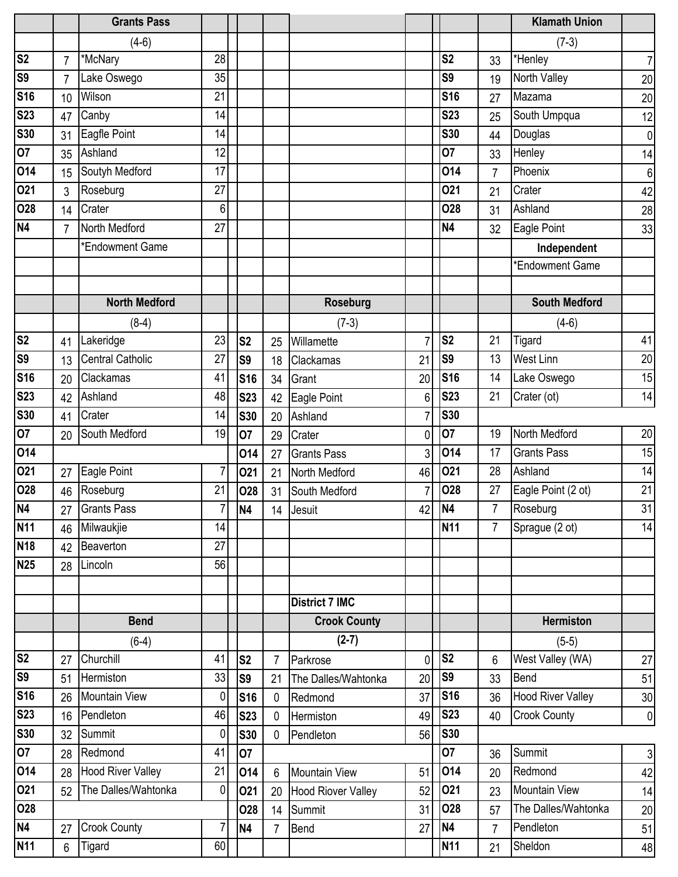### Grants Pass

(4-6)

| Date | Score | Opponent | Score |
|---|---|---|---|
| S2 | 7 | *McNary | 28 |
| S9 | 7 | Lake Oswego | 35 |
| S16 | 10 | Wilson | 21 |
| S23 | 47 | Canby | 14 |
| S30 | 31 | Eagfle Point | 14 |
| O7 | 35 | Ashland | 12 |
| O14 | 15 | Soutyh Medford | 17 |
| O21 | 3 | Roseburg | 27 |
| O28 | 14 | Crater | 6 |
| N4 | 7 | North Medford | 27 |

*Endowment Game

### Klamath Union

(7-3)

| Date | Score | Opponent | Score |
|---|---|---|---|
| S2 | 33 | *Henley | 7 |
| S9 | 19 | North Valley | 20 |
| S16 | 27 | Mazama | 20 |
| S23 | 25 | South Umpqua | 12 |
| S30 | 44 | Douglas | 0 |
| O7 | 33 | Henley | 14 |
| O14 | 7 | Phoenix | 6 |
| O21 | 21 | Crater | 42 |
| O28 | 31 | Ashland | 28 |
| N4 | 32 | Eagle Point | 33 |

Independent

*Endowment Game

### North Medford

(8-4)

| Date | Score | Opponent | Score |
|---|---|---|---|
| S2 | 41 | Lakeridge | 23 |
| S9 | 13 | Central Catholic | 27 |
| S16 | 20 | Clackamas | 41 |
| S23 | 42 | Ashland | 48 |
| S30 | 41 | Crater | 14 |
| O7 | 20 | South Medford | 19 |
| O14 | | | |
| O21 | 27 | Eagle Point | 7 |
| O28 | 46 | Roseburg | 21 |
| N4 | 27 | Grants Pass | 7 |
| N11 | 46 | Milwaukjie | 14 |
| N18 | 42 | Beaverton | 27 |
| N25 | 28 | Lincoln | 56 |

### Roseburg

(7-3)

| Date | Score | Opponent | Score |
|---|---|---|---|
| S2 | 25 | Willamette | 7 |
| S9 | 18 | Clackamas | 21 |
| S16 | 34 | Grant | 20 |
| S23 | 42 | Eagle Point | 6 |
| S30 | 20 | Ashland | 7 |
| O7 | 29 | Crater | 0 |
| O14 | 27 | Grants Pass | 3 |
| O21 | 21 | North Medford | 46 |
| O28 | 31 | South Medford | 7 |
| N4 | 14 | Jesuit | 42 |

### South Medford

(4-6)

| Date | Score | Opponent | Score |
|---|---|---|---|
| S2 | 21 | Tigard | 41 |
| S9 | 13 | West Linn | 20 |
| S16 | 14 | Lake Oswego | 15 |
| S23 | 21 | Crater (ot) | 14 |
| S30 | | | |
| O7 | 19 | North Medford | 20 |
| O14 | 17 | Grants Pass | 15 |
| O21 | 28 | Ashland | 14 |
| O28 | 27 | Eagle Point (2 ot) | 21 |
| N4 | 7 | Roseburg | 31 |
| N11 | 7 | Sprague (2 ot) | 14 |

## District 7 IMC

### Bend

(6-4)

| Date | Score | Opponent | Score |
|---|---|---|---|
| S2 | 27 | Churchill | 41 |
| S9 | 51 | Hermiston | 33 |
| S16 | 26 | Mountain View | 0 |
| S23 | 16 | Pendleton | 46 |
| S30 | 32 | Summit | 0 |
| O7 | 28 | Redmond | 41 |
| O14 | 28 | Hood River Valley | 21 |
| O21 | 52 | The Dalles/Wahtonka | 0 |
| O28 | | | |
| N4 | 27 | Crook County | 7 |
| N11 | 6 | Tigard | 60 |

### Crook County

(2-7)

| Date | Score | Opponent | Score |
|---|---|---|---|
| S2 | 7 | Parkrose | 0 |
| S9 | 21 | The Dalles/Wahtonka | 20 |
| S16 | 0 | Redmond | 37 |
| S23 | 0 | Hermiston | 49 |
| S30 | 0 | Pendleton | 56 |
| O7 | | | |
| O14 | 6 | Mountain View | 51 |
| O21 | 20 | Hood Riover Valley | 52 |
| O28 | 14 | Summit | 31 |
| N4 | 7 | Bend | 27 |

### Hermiston

(5-5)

| Date | Score | Opponent | Score |
|---|---|---|---|
| S2 | 6 | West Valley (WA) | 27 |
| S9 | 33 | Bend | 51 |
| S16 | 36 | Hood River Valley | 30 |
| S23 | 40 | Crook County | 0 |
| S30 | | | |
| O7 | 36 | Summit | 3 |
| O14 | 20 | Redmond | 42 |
| O21 | 23 | Mountain View | 14 |
| O28 | 57 | The Dalles/Wahtonka | 20 |
| N4 | 7 | Pendleton | 51 |
| N11 | 21 | Sheldon | 48 |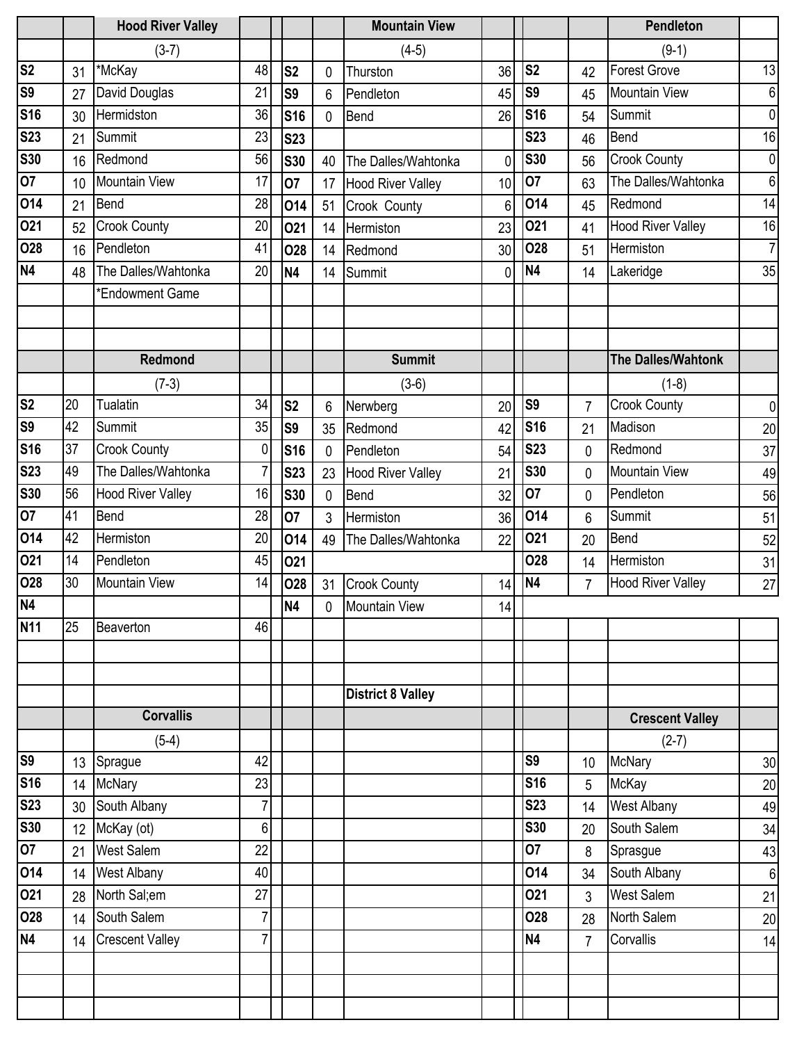## Hood River Valley

(3-7)

| Date | Score | Opponent | Opp |
|---|---|---|---|
| S2 | 31 | *McKay | 48 |
| S9 | 27 | David Douglas | 21 |
| S16 | 30 | Hermidston | 36 |
| S23 | 21 | Summit | 23 |
| S30 | 16 | Redmond | 56 |
| O7 | 10 | Mountain View | 17 |
| O14 | 21 | Bend | 28 |
| O21 | 52 | Crook County | 20 |
| O28 | 16 | Pendleton | 41 |
| N4 | 48 | The Dalles/Wahtonka | 20 |
| | | *Endowment Game | |

## Mountain View

(4-5)

| Date | Score | Opponent | Opp |
|---|---|---|---|
| S2 | 0 | Thurston | 36 |
| S9 | 6 | Pendleton | 45 |
| S16 | 0 | Bend | 26 |
| S23 | | | |
| S30 | 40 | The Dalles/Wahtonka | 0 |
| O7 | 17 | Hood River Valley | 10 |
| O14 | 51 | Crook County | 6 |
| O21 | 14 | Hermiston | 23 |
| O28 | 14 | Redmond | 30 |
| N4 | 14 | Summit | 0 |

## Pendleton

(9-1)

| Date | Score | Opponent | Opp |
|---|---|---|---|
| S2 | 42 | Forest Grove | 13 |
| S9 | 45 | Mountain View | 6 |
| S16 | 54 | Summit | 0 |
| S23 | 46 | Bend | 16 |
| S30 | 56 | Crook County | 0 |
| O7 | 63 | The Dalles/Wahtonka | 6 |
| O14 | 45 | Redmond | 14 |
| O21 | 41 | Hood River Valley | 16 |
| O28 | 51 | Hermiston | 7 |
| N4 | 14 | Lakeridge | 35 |

## Redmond

(7-3)

| Date | Score | Opponent | Opp |
|---|---|---|---|
| S2 | 20 | Tualatin | 34 |
| S9 | 42 | Summit | 35 |
| S16 | 37 | Crook County | 0 |
| S23 | 49 | The Dalles/Wahtonka | 7 |
| S30 | 56 | Hood River Valley | 16 |
| O7 | 41 | Bend | 28 |
| O14 | 42 | Hermiston | 20 |
| O21 | 14 | Pendleton | 45 |
| O28 | 30 | Mountain View | 14 |
| N4 | | | |
| N11 | 25 | Beaverton | 46 |

## Summit

(3-6)

| Date | Score | Opponent | Opp |
|---|---|---|---|
| S2 | 6 | Nerwberg | 20 |
| S9 | 35 | Redmond | 42 |
| S16 | 0 | Pendleton | 54 |
| S23 | 23 | Hood River Valley | 21 |
| S30 | 0 | Bend | 32 |
| O7 | 3 | Hermiston | 36 |
| O14 | 49 | The Dalles/Wahtonka | 22 |
| O21 | | | |
| O28 | 31 | Crook County | 14 |
| N4 | 0 | Mountain View | 14 |

## The Dalles/Wahtonk

(1-8)

| Date | Score | Opponent | Opp |
|---|---|---|---|
| S9 | 7 | Crook County | 0 |
| S16 | 21 | Madison | 20 |
| S23 | 0 | Redmond | 37 |
| S30 | 0 | Mountain View | 49 |
| O7 | 0 | Pendleton | 56 |
| O14 | 6 | Summit | 51 |
| O21 | 20 | Bend | 52 |
| O28 | 14 | Hermiston | 31 |
| N4 | 7 | Hood River Valley | 27 |

# District 8 Valley

## Corvallis

(5-4)

| Date | Score | Opponent | Opp |
|---|---|---|---|
| S9 | 13 | Sprague | 42 |
| S16 | 14 | McNary | 23 |
| S23 | 30 | South Albany | 7 |
| S30 | 12 | McKay (ot) | 6 |
| O7 | 21 | West Salem | 22 |
| O14 | 14 | West Albany | 40 |
| O21 | 28 | North Sal;em | 27 |
| O28 | 14 | South Salem | 7 |
| N4 | 14 | Crescent Valley | 7 |

## Crescent Valley

(2-7)

| Date | Score | Opponent | Opp |
|---|---|---|---|
| S9 | 10 | McNary | 30 |
| S16 | 5 | McKay | 20 |
| S23 | 14 | West Albany | 49 |
| S30 | 20 | South Salem | 34 |
| O7 | 8 | Sprasgue | 43 |
| O14 | 34 | South Albany | 6 |
| O21 | 3 | West Salem | 21 |
| O28 | 28 | North Salem | 20 |
| N4 | 7 | Corvallis | 14 |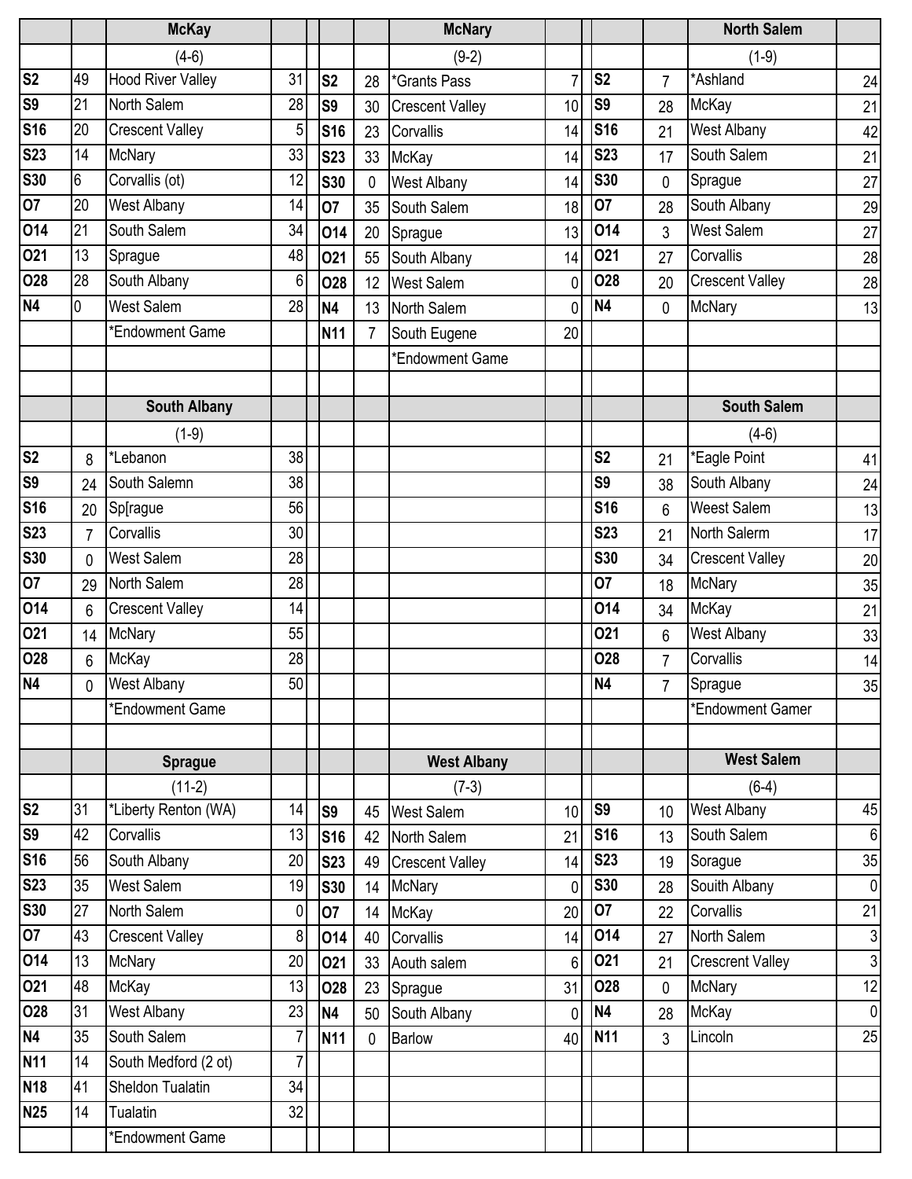## McKay

(4-6)

| Date | Score | Opponent | Opp |
|---|---|---|---|
| S2 | 49 | Hood River Valley | 31 |
| S9 | 21 | North Salem | 28 |
| S16 | 20 | Crescent Valley | 5 |
| S23 | 14 | McNary | 33 |
| S30 | 6 | Corvallis (ot) | 12 |
| O7 | 20 | West Albany | 14 |
| O14 | 21 | South Salem | 34 |
| O21 | 13 | Sprague | 48 |
| O28 | 28 | South Albany | 6 |
| N4 | 0 | West Salem | 28 |
| | | *Endowment Game | |

## McNary

(9-2)

| Date | Score | Opponent | Opp |
|---|---|---|---|
| S2 | 28 | *Grants Pass | 7 |
| S9 | 30 | Crescent Valley | 10 |
| S16 | 23 | Corvallis | 14 |
| S23 | 33 | McKay | 14 |
| S30 | 0 | West Albany | 14 |
| O7 | 35 | South Salem | 18 |
| O14 | 20 | Sprague | 13 |
| O21 | 55 | South Albany | 14 |
| O28 | 12 | West Salem | 0 |
| N4 | 13 | North Salem | 0 |
| N11 | 7 | South Eugene | 20 |
| | | *Endowment Game | |

## North Salem

(1-9)

| Date | Score | Opponent | Opp |
|---|---|---|---|
| S2 | 7 | *Ashland | 24 |
| S9 | 28 | McKay | 21 |
| S16 | 21 | West Albany | 42 |
| S23 | 17 | South Salem | 21 |
| S30 | 0 | Sprague | 27 |
| O7 | 28 | South Albany | 29 |
| O14 | 3 | West Salem | 27 |
| O21 | 27 | Corvallis | 28 |
| O28 | 20 | Crescent Valley | 28 |
| N4 | 0 | McNary | 13 |

## South Albany

(1-9)

| Date | Score | Opponent | Opp |
|---|---|---|---|
| S2 | 8 | *Lebanon | 38 |
| S9 | 24 | South Salemn | 38 |
| S16 | 20 | Sp[rague | 56 |
| S23 | 7 | Corvallis | 30 |
| S30 | 0 | West Salem | 28 |
| O7 | 29 | North Salem | 28 |
| O14 | 6 | Crescent Valley | 14 |
| O21 | 14 | McNary | 55 |
| O28 | 6 | McKay | 28 |
| N4 | 0 | West Albany | 50 |
| | | *Endowment Game | |

## South Salem

(4-6)

| Date | Score | Opponent | Opp |
|---|---|---|---|
| S2 | 21 | *Eagle Point | 41 |
| S9 | 38 | South Albany | 24 |
| S16 | 6 | Weest Salem | 13 |
| S23 | 21 | North Salerm | 17 |
| S30 | 34 | Crescent Valley | 20 |
| O7 | 18 | McNary | 35 |
| O14 | 34 | McKay | 21 |
| O21 | 6 | West Albany | 33 |
| O28 | 7 | Corvallis | 14 |
| N4 | 7 | Sprague | 35 |
| | | *Endowment Gamer | |

## Sprague

(11-2)

| Date | Score | Opponent | Opp |
|---|---|---|---|
| S2 | 31 | *Liberty Renton (WA) | 14 |
| S9 | 42 | Corvallis | 13 |
| S16 | 56 | South Albany | 20 |
| S23 | 35 | West Salem | 19 |
| S30 | 27 | North Salem | 0 |
| O7 | 43 | Crescent Valley | 8 |
| O14 | 13 | McNary | 20 |
| O21 | 48 | McKay | 13 |
| O28 | 31 | West Albany | 23 |
| N4 | 35 | South Salem | 7 |
| N11 | 14 | South Medford (2 ot) | 7 |
| N18 | 41 | Sheldon Tualatin | 34 |
| N25 | 14 | Tualatin | 32 |
| | | *Endowment Game | |

## West Albany

(7-3)

| Date | Score | Opponent | Opp |
|---|---|---|---|
| S9 | 45 | West Salem | 10 |
| S16 | 42 | North Salem | 21 |
| S23 | 49 | Crescent Valley | 14 |
| S30 | 14 | McNary | 0 |
| O7 | 14 | McKay | 20 |
| O14 | 40 | Corvallis | 14 |
| O21 | 33 | Aouth salem | 6 |
| O28 | 23 | Sprague | 31 |
| N4 | 50 | South Albany | 0 |
| N11 | 0 | Barlow | 40 |

## West Salem

(6-4)

| Date | Score | Opponent | Opp |
|---|---|---|---|
| S9 | 10 | West Albany | 45 |
| S16 | 13 | South Salem | 6 |
| S23 | 19 | Soraque | 35 |
| S30 | 28 | South Albany | 0 |
| O7 | 22 | Corvallis | 21 |
| O14 | 27 | North Salem | 3 |
| O21 | 21 | Crescrent Valley | 3 |
| O28 | 0 | McNary | 12 |
| N4 | 28 | McKay | 0 |
| N11 | 3 | Lincoln | 25 |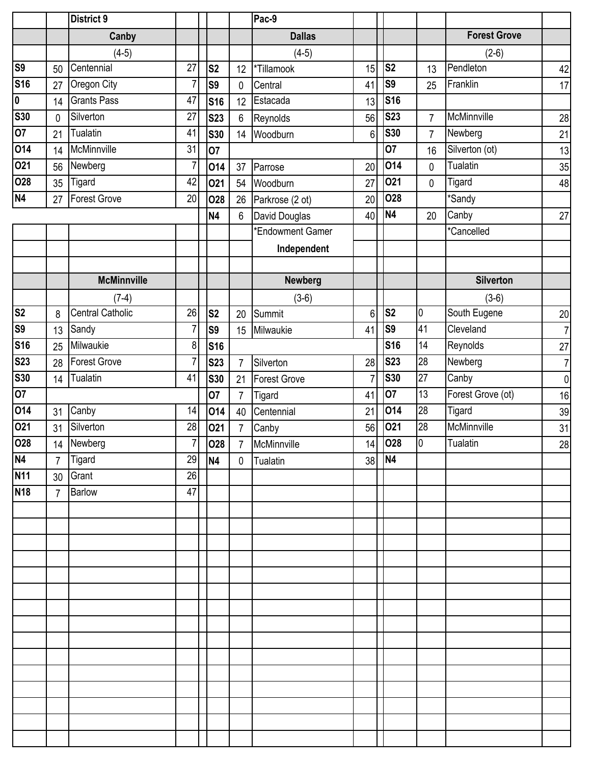## District 9

### Canby

(4-5)

| Date | Score | Opponent | Opp |
|---|---|---|---|
| S9 | 50 | Centennial | 27 |
| S16 | 27 | Oregon City | 7 |
| 0 | 14 | Grants Pass | 47 |
| S30 | 0 | Silverton | 27 |
| O7 | 21 | Tualatin | 41 |
| O14 | 14 | McMinnville | 31 |
| O21 | 56 | Newberg | 7 |
| O28 | 35 | Tigard | 42 |
| N4 | 27 | Forest Grove | 20 |

## Pac-9

### Dallas

(4-5)

| Date | Score | Opponent | Opp |
|---|---|---|---|
| S2 | 12 | *Tillamook | 15 |
| S9 | 0 | Central | 41 |
| S16 | 12 | Estacada | 13 |
| S23 | 6 | Reynolds | 56 |
| S30 | 14 | Woodburn | 6 |
| O7 | | | |
| O14 | 37 | Parrose | 20 |
| O21 | 54 | Woodburn | 27 |
| O28 | 26 | Parkrose (2 ot) | 20 |
| N4 | 6 | David Douglas | 40 |

*Endowment Gamer

**Independent**

### Forest Grove

(2-6)

| Date | Score | Opponent | Opp |
|---|---|---|---|
| S2 | 13 | Pendleton | 42 |
| S9 | 25 | Franklin | 17 |
| S16 | | | |
| S23 | 7 | McMinnville | 28 |
| S30 | 7 | Newberg | 21 |
| O7 | 16 | Silverton (ot) | 13 |
| O14 | 0 | Tualatin | 35 |
| O21 | 0 | Tigard | 48 |
| O28 | | *Sandy | |
| N4 | 20 | Canby | 27 |

*Cancelled

### McMinnville

(7-4)

| Date | Score | Opponent | Opp |
|---|---|---|---|
| S2 | 8 | Central Catholic | 26 |
| S9 | 13 | Sandy | 7 |
| S16 | 25 | Milwaukie | 8 |
| S23 | 28 | Forest Grove | 7 |
| S30 | 14 | Tualatin | 41 |
| O7 | | | |
| O14 | 31 | Canby | 14 |
| O21 | 31 | Silverton | 28 |
| O28 | 14 | Newberg | 7 |
| N4 | 7 | Tigard | 29 |
| N11 | 30 | Grant | 26 |
| N18 | 7 | Barlow | 47 |

### Newberg

(3-6)

| Date | Score | Opponent | Opp |
|---|---|---|---|
| S2 | 20 | Summit | 6 |
| S9 | 15 | Milwaukie | 41 |
| S16 | | | |
| S23 | 7 | Silverton | 28 |
| S30 | 21 | Forest Grove | 7 |
| O7 | 7 | Tigard | 41 |
| O14 | 40 | Centennial | 21 |
| O21 | 7 | Canby | 56 |
| O28 | 7 | McMinnville | 14 |
| N4 | 0 | Tualatin | 38 |

### Silverton

(3-6)

| Date | Score | Opponent | Opp |
|---|---|---|---|
| S2 | 0 | South Eugene | 20 |
| S9 | 41 | Cleveland | 7 |
| S16 | 14 | Reynolds | 27 |
| S23 | 28 | Newberg | 7 |
| S30 | 27 | Canby | 0 |
| O7 | 13 | Forest Grove (ot) | 16 |
| O14 | 28 | Tigard | 39 |
| O21 | 28 | McMinnville | 31 |
| O28 | 0 | Tualatin | 28 |
| N4 | | | |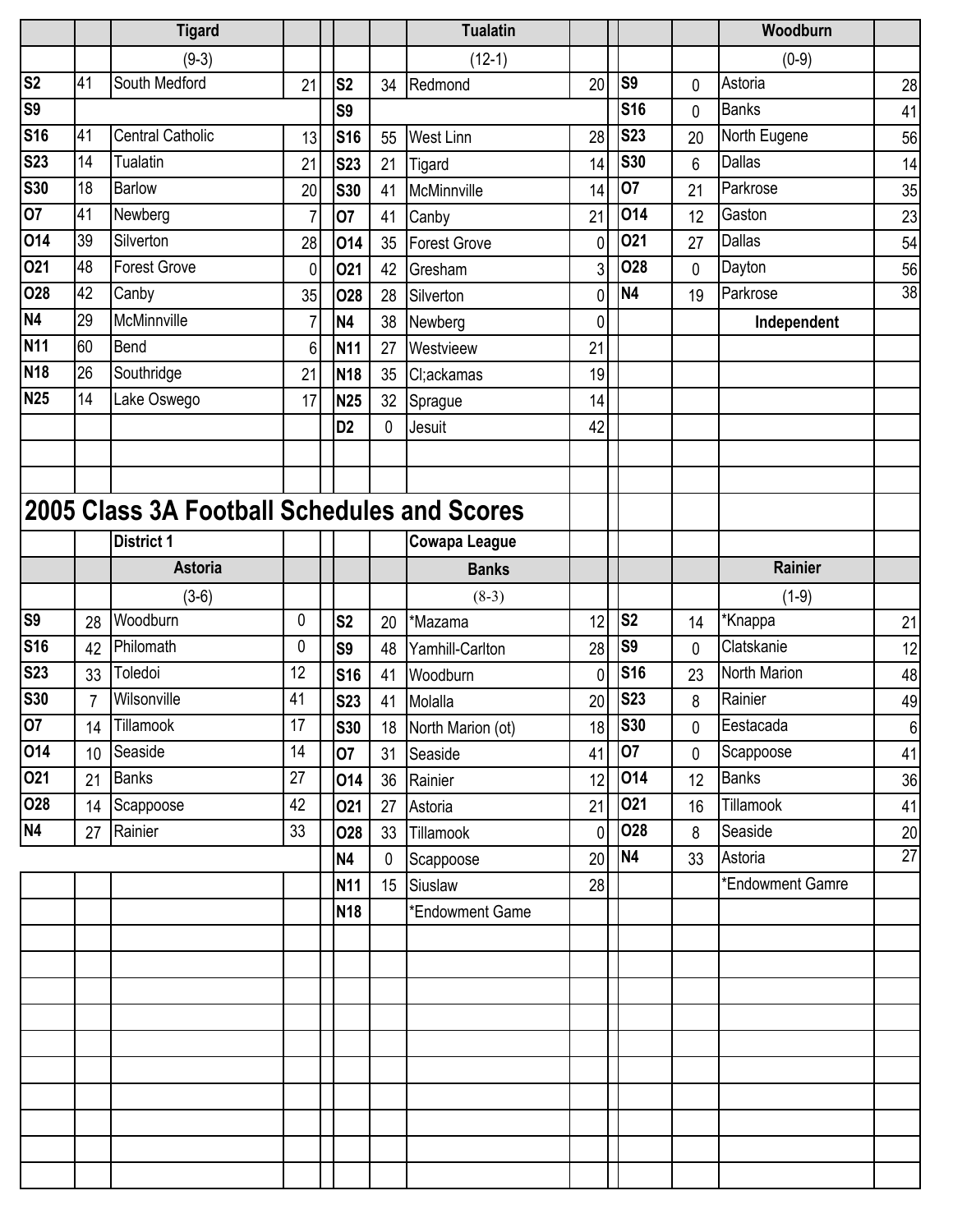| | | Tigard | | | | Tualatin | | | | Woodburn | |
|---|---|---|---|---|---|---|---|---|---|---|---|
| | | (9-3) | | | | (12-1) | | | | (0-9) | |
| S2 | 41 | South Medford | 21 | S2 | 34 | Redmond | 20 | S9 | 0 | Astoria | 28 |
| S9 | | | | S9 | | | | S16 | 0 | Banks | 41 |
| S16 | 41 | Central Catholic | 13 | S16 | 55 | West Linn | 28 | S23 | 20 | North Eugene | 56 |
| S23 | 14 | Tualatin | 21 | S23 | 21 | Tigard | 14 | S30 | 6 | Dallas | 14 |
| S30 | 18 | Barlow | 20 | S30 | 41 | McMinnville | 14 | O7 | 21 | Parkrose | 35 |
| O7 | 41 | Newberg | 7 | O7 | 41 | Canby | 21 | O14 | 12 | Gaston | 23 |
| O14 | 39 | Silverton | 28 | O14 | 35 | Forest Grove | 0 | O21 | 27 | Dallas | 54 |
| O21 | 48 | Forest Grove | 0 | O21 | 42 | Gresham | 3 | O28 | 0 | Dayton | 56 |
| O28 | 42 | Canby | 35 | O28 | 28 | Silverton | 0 | N4 | 19 | Parkrose | 38 |
| N4 | 29 | McMinnville | 7 | N4 | 38 | Newberg | 0 | | | Independent | |
| N11 | 60 | Bend | 6 | N11 | 27 | Westvieew | 21 | | | | |
| N18 | 26 | Southridge | 21 | N18 | 35 | Cl;ackamas | 19 | | | | |
| N25 | 14 | Lake Oswego | 17 | N25 | 32 | Sprague | 14 | | | | |
| | | | | D2 | 0 | Jesuit | 42 | | | | |

# 2005 Class 3A Football Schedules and Scores

| | | District 1 | | | | Cowapa League | | | | | |
|---|---|---|---|---|---|---|---|---|---|---|---|
| | | Astoria | | | | Banks | | | | Rainier | |
| | | (3-6) | | | | (8-3) | | | | (1-9) | |
| S9 | 28 | Woodburn | 0 | S2 | 20 | *Mazama | 12 | S2 | 14 | *Knappa | 21 |
| S16 | 42 | Philomath | 0 | S9 | 48 | Yamhill-Carlton | 28 | S9 | 0 | Clatskanie | 12 |
| S23 | 33 | Toledoi | 12 | S16 | 41 | Woodburn | 0 | S16 | 23 | North Marion | 48 |
| S30 | 7 | Wilsonville | 41 | S23 | 41 | Molalla | 20 | S23 | 8 | Rainier | 49 |
| O7 | 14 | Tillamook | 17 | S30 | 18 | North Marion (ot) | 18 | S30 | 0 | Eestacada | 6 |
| O14 | 10 | Seaside | 14 | O7 | 31 | Seaside | 41 | O7 | 0 | Scappoose | 41 |
| O21 | 21 | Banks | 27 | O14 | 36 | Rainier | 12 | O14 | 12 | Banks | 36 |
| O28 | 14 | Scappoose | 42 | O21 | 27 | Astoria | 21 | O21 | 16 | Tillamook | 41 |
| N4 | 27 | Rainier | 33 | O28 | 33 | Tillamook | 0 | O28 | 8 | Seaside | 20 |
| | | | | N4 | 0 | Scappoose | 20 | N4 | 33 | Astoria | 27 |
| | | | | N11 | 15 | Siuslaw | 28 | | | *Endowment Gamre | |
| | | | | N18 | | *Endowment Game | | | | | |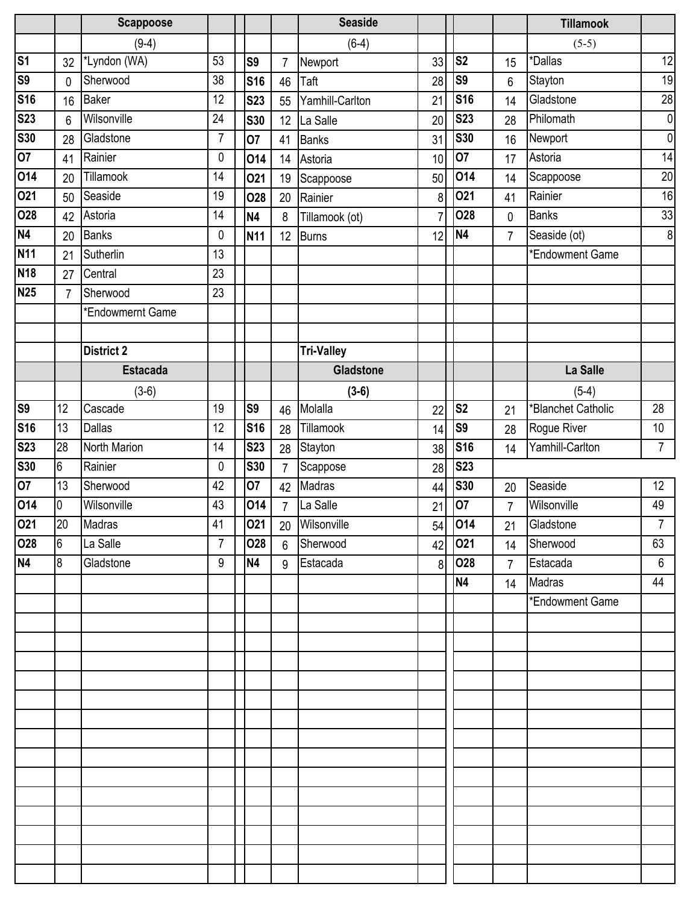## Scappoose

(9-4)

| Date | Score | Opponent | Score |
|---|---|---|---|
| S1 | 32 | *Lyndon (WA) | 53 |
| S9 | 0 | Sherwood | 38 |
| S16 | 16 | Baker | 12 |
| S23 | 6 | Wilsonville | 24 |
| S30 | 28 | Gladstone | 7 |
| O7 | 41 | Rainier | 0 |
| O14 | 20 | Tillamook | 14 |
| O21 | 50 | Seaside | 19 |
| O28 | 42 | Astoria | 14 |
| N4 | 20 | Banks | 0 |
| N11 | 21 | Sutherlin | 13 |
| N18 | 27 | Central | 23 |
| N25 | 7 | Sherwood | 23 |
| | | *Endowmernt Game | |

## Seaside

(6-4)

| Date | Score | Opponent | Score |
|---|---|---|---|
| S9 | 7 | Newport | 33 |
| S16 | 46 | Taft | 28 |
| S23 | 55 | Yamhill-Carlton | 21 |
| S30 | 12 | La Salle | 20 |
| O7 | 41 | Banks | 31 |
| O14 | 14 | Astoria | 10 |
| O21 | 19 | Scappoose | 50 |
| O28 | 20 | Rainier | 8 |
| N4 | 8 | Tillamook (ot) | 7 |
| N11 | 12 | Burns | 12 |

## Tillamook

(5-5)

| Date | Score | Opponent | Score |
|---|---|---|---|
| S2 | 15 | *Dallas | 12 |
| S9 | 6 | Stayton | 19 |
| S16 | 14 | Gladstone | 28 |
| S23 | 28 | Philomath | 0 |
| S30 | 16 | Newport | 0 |
| O7 | 17 | Astoria | 14 |
| O14 | 14 | Scappoose | 20 |
| O21 | 41 | Rainier | 16 |
| O28 | 0 | Banks | 33 |
| N4 | 7 | Seaside (ot) | 8 |
| | | *Endowment Game | |

**District 2**

## Estacada

(3-6)

| Date | Score | Opponent | Score |
|---|---|---|---|
| S9 | 12 | Cascade | 19 |
| S16 | 13 | Dallas | 12 |
| S23 | 28 | North Marion | 14 |
| S30 | 6 | Rainier | 0 |
| O7 | 13 | Sherwood | 42 |
| O14 | 0 | Wilsonville | 43 |
| O21 | 20 | Madras | 41 |
| O28 | 6 | La Salle | 7 |
| N4 | 8 | Gladstone | 9 |

**Tri-Valley**

## Gladstone

**(3-6)**

| Date | Score | Opponent | Score |
|---|---|---|---|
| S9 | 46 | Molalla | 22 |
| S16 | 28 | Tillamook | 14 |
| S23 | 28 | Stayton | 38 |
| S30 | 7 | Scappose | 28 |
| O7 | 42 | Madras | 44 |
| O14 | 7 | La Salle | 21 |
| O21 | 20 | Wilsonville | 54 |
| O28 | 6 | Sherwood | 42 |
| N4 | 9 | Estacada | 8 |

## La Salle

(5-4)

| Date | Score | Opponent | Score |
|---|---|---|---|
| S2 | 21 | *Blanchet Catholic | 28 |
| S9 | 28 | Rogue River | 10 |
| S16 | 14 | Yamhill-Carlton | 7 |
| S23 | | | |
| S30 | 20 | Seaside | 12 |
| O7 | 7 | Wilsonville | 49 |
| O14 | 21 | Gladstone | 7 |
| O21 | 14 | Sherwood | 63 |
| O28 | 7 | Estacada | 6 |
| N4 | 14 | Madras | 44 |
| | | *Endowment Game | |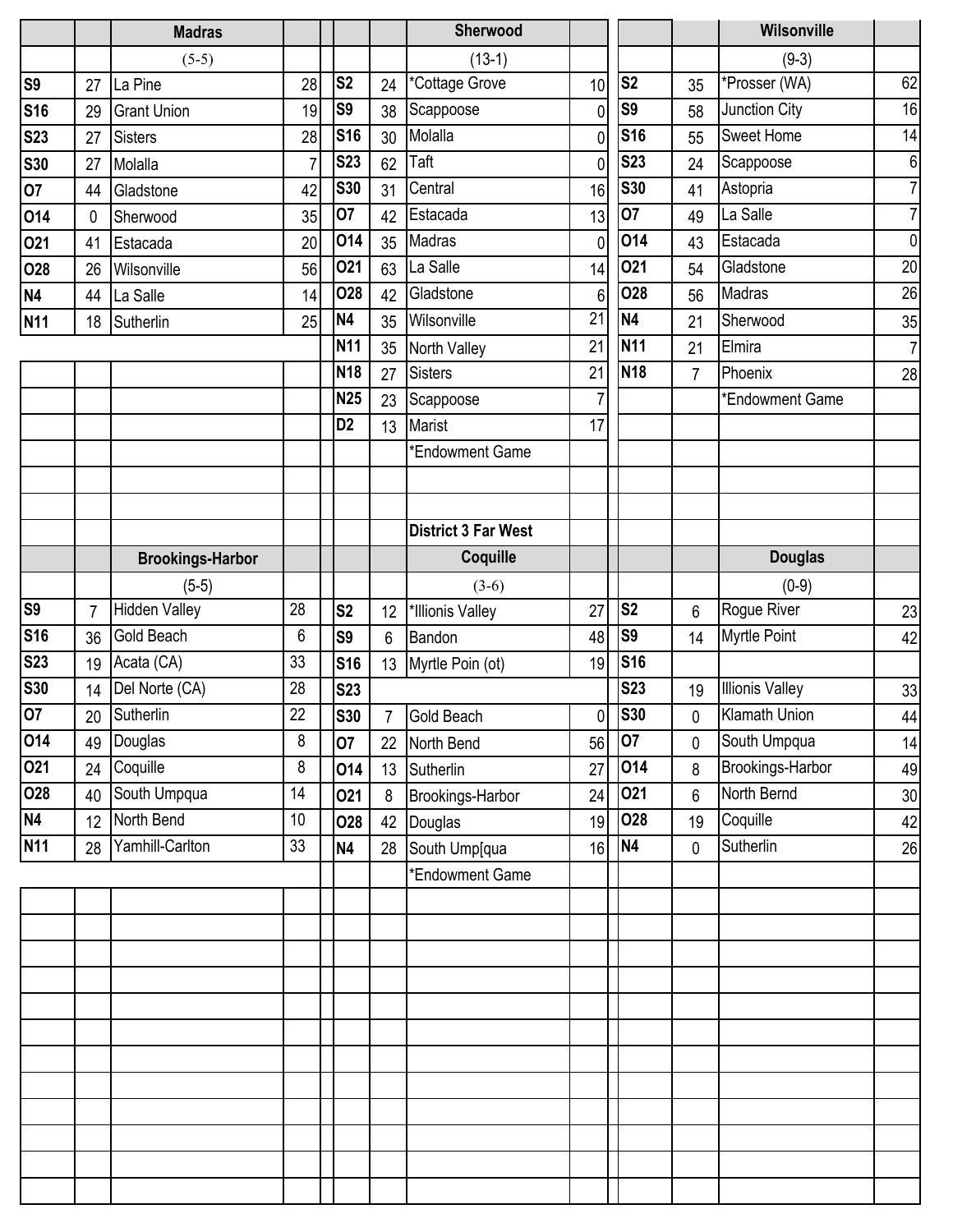## Madras

(5-5)

| Date | Score | Opponent | Opp |
|---|---|---|---|
| S9 | 27 | La Pine | 28 |
| S16 | 29 | Grant Union | 19 |
| S23 | 27 | Sisters | 28 |
| S30 | 27 | Molalla | 7 |
| O7 | 44 | Gladstone | 42 |
| O14 | 0 | Sherwood | 35 |
| O21 | 41 | Estacada | 20 |
| O28 | 26 | Wilsonville | 56 |
| N4 | 44 | La Salle | 14 |
| N11 | 18 | Sutherlin | 25 |

## Sherwood

(13-1)

| Date | Score | Opponent | Opp |
|---|---|---|---|
| S2 | 24 | *Cottage Grove | 10 |
| S9 | 38 | Scappoose | 0 |
| S16 | 30 | Molalla | 0 |
| S23 | 62 | Taft | 0 |
| S30 | 31 | Central | 16 |
| O7 | 42 | Estacada | 13 |
| O14 | 35 | Madras | 0 |
| O21 | 63 | La Salle | 14 |
| O28 | 42 | Gladstone | 6 |
| N4 | 35 | Wilsonville | 21 |
| N11 | 35 | North Valley | 21 |
| N18 | 27 | Sisters | 21 |
| N25 | 23 | Scappoose | 7 |
| D2 | 13 | Marist | 17 |
| | | *Endowment Game | |

## Wilsonville

(9-3)

| Date | Score | Opponent | Opp |
|---|---|---|---|
| S2 | 35 | *Prosser (WA) | 62 |
| S9 | 58 | Junction City | 16 |
| S16 | 55 | Sweet Home | 14 |
| S23 | 24 | Scappoose | 6 |
| S30 | 41 | Astopria | 7 |
| O7 | 49 | La Salle | 7 |
| O14 | 43 | Estacada | 0 |
| O21 | 54 | Gladstone | 20 |
| O28 | 56 | Madras | 26 |
| N4 | 21 | Sherwood | 35 |
| N11 | 21 | Elmira | 7 |
| N18 | 7 | Phoenix | 28 |
| | | *Endowment Game | |

## District 3 Far West

## Brookings-Harbor

(5-5)

| Date | Score | Opponent | Opp |
|---|---|---|---|
| S9 | 7 | Hidden Valley | 28 |
| S16 | 36 | Gold Beach | 6 |
| S23 | 19 | Acata (CA) | 33 |
| S30 | 14 | Del Norte (CA) | 28 |
| O7 | 20 | Sutherlin | 22 |
| O14 | 49 | Douglas | 8 |
| O21 | 24 | Coquille | 8 |
| O28 | 40 | South Umpqua | 14 |
| N4 | 12 | North Bend | 10 |
| N11 | 28 | Yamhill-Carlton | 33 |

## Coquille

(3-6)

| Date | Score | Opponent | Opp |
|---|---|---|---|
| S2 | 12 | *Illionis Valley | 27 |
| S9 | 6 | Bandon | 48 |
| S16 | 13 | Myrtle Poin (ot) | 19 |
| S23 | | | |
| S30 | 7 | Gold Beach | 0 |
| O7 | 22 | North Bend | 56 |
| O14 | 13 | Sutherlin | 27 |
| O21 | 8 | Brookings-Harbor | 24 |
| O28 | 42 | Douglas | 19 |
| N4 | 28 | South Ump[qua | 16 |
| | | *Endowment Game | |

## Douglas

(0-9)

| Date | Score | Opponent | Opp |
|---|---|---|---|
| S2 | 6 | Rogue River | 23 |
| S9 | 14 | Myrtle Point | 42 |
| S16 | | | |
| S23 | 19 | Illionis Valley | 33 |
| S30 | 0 | Klamath Union | 44 |
| O7 | 0 | South Umpqua | 14 |
| O14 | 8 | Brookings-Harbor | 49 |
| O21 | 6 | North Bernd | 30 |
| O28 | 19 | Coquille | 42 |
| N4 | 0 | Sutherlin | 26 |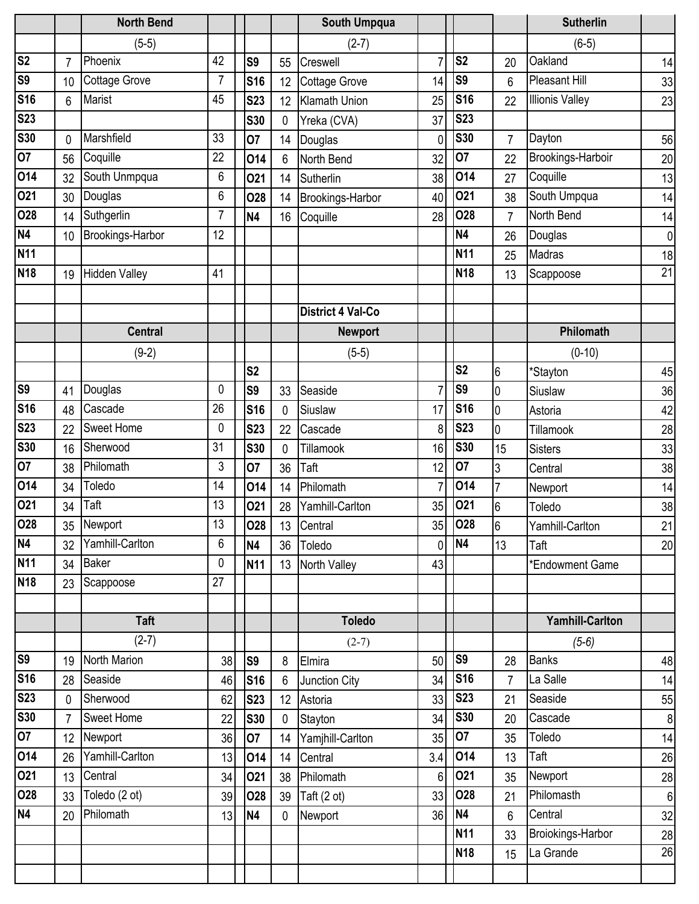| | | North Bend | | | | | South Umpqua | | | | | Sutherlin | |
|---|---|---|---|---|---|---|---|---|---|---|---|---|---|
| | | (5-5) | | | | | (2-7) | | | | | (6-5) | |
| S2 | 7 | Phoenix | 42 | | S9 | 55 | Creswell | 7 | | S2 | 20 | Oakland | 14 |
| S9 | 10 | Cottage Grove | 7 | | S16 | 12 | Cottage Grove | 14 | | S9 | 6 | Pleasant Hill | 33 |
| S16 | 6 | Marist | 45 | | S23 | 12 | Klamath Union | 25 | | S16 | 22 | Illionis Valley | 23 |
| S23 | | | | | S30 | 0 | Yreka (CVA) | 37 | | S23 | | | |
| S30 | 0 | Marshfield | 33 | | O7 | 14 | Douglas | 0 | | S30 | 7 | Dayton | 56 |
| O7 | 56 | Coquille | 22 | | O14 | 6 | North Bend | 32 | | O7 | 22 | Brookings-Harboir | 20 |
| O14 | 32 | South Unmpqua | 6 | | O21 | 14 | Sutherlin | 38 | | O14 | 27 | Coquille | 13 |
| O21 | 30 | Douglas | 6 | | O28 | 14 | Brookings-Harbor | 40 | | O21 | 38 | South Umpqua | 14 |
| O28 | 14 | Suthgerlin | 7 | | N4 | 16 | Coquille | 28 | | O28 | 7 | North Bend | 14 |
| N4 | 10 | Brookings-Harbor | 12 | | | | | | | N4 | 26 | Douglas | 0 |
| N11 | | | | | | | | | | N11 | 25 | Madras | 18 |
| N18 | 19 | Hidden Valley | 41 | | | | | | | N18 | 13 | Scappoose | 21 |

**District 4 Val-Co**

| | | Central | | | | | Newport | | | | | Philomath | |
|---|---|---|---|---|---|---|---|---|---|---|---|---|---|
| | | (9-2) | | | | | (5-5) | | | | | (0-10) | |
| | | | | | S2 | | | | | S2 | 6 | *Stayton | 45 |
| S9 | 41 | Douglas | 0 | | S9 | 33 | Seaside | 7 | | S9 | 0 | Siuslaw | 36 |
| S16 | 48 | Cascade | 26 | | S16 | 0 | Siuslaw | 17 | | S16 | 0 | Astoria | 42 |
| S23 | 22 | Sweet Home | 0 | | S23 | 22 | Cascade | 8 | | S23 | 0 | Tillamook | 28 |
| S30 | 16 | Sherwood | 31 | | S30 | 0 | Tillamook | 16 | | S30 | 15 | Sisters | 33 |
| O7 | 38 | Philomath | 3 | | O7 | 36 | Taft | 12 | | O7 | 3 | Central | 38 |
| O14 | 34 | Toledo | 14 | | O14 | 14 | Philomath | 7 | | O14 | 7 | Newport | 14 |
| O21 | 34 | Taft | 13 | | O21 | 28 | Yamhill-Carlton | 35 | | O21 | 6 | Toledo | 38 |
| O28 | 35 | Newport | 13 | | O28 | 13 | Central | 35 | | O28 | 6 | Yamhill-Carlton | 21 |
| N4 | 32 | Yamhill-Carlton | 6 | | N4 | 36 | Toledo | 0 | | N4 | 13 | Taft | 20 |
| N11 | 34 | Baker | 0 | | N11 | 13 | North Valley | 43 | | | | *Endowment Game | |
| N18 | 23 | Scappoose | 27 | | | | | | | | | | |

| | | Taft | | | | | Toledo | | | | | Yamhill-Carlton | |
|---|---|---|---|---|---|---|---|---|---|---|---|---|---|
| | | (2-7) | | | | | (2-7) | | | | | *(5-6)* | |
| S9 | 19 | North Marion | 38 | | S9 | 8 | Elmira | 50 | | S9 | 28 | Banks | 48 |
| S16 | 28 | Seaside | 46 | | S16 | 6 | Junction City | 34 | | S16 | 7 | La Salle | 14 |
| S23 | 0 | Sherwood | 62 | | S23 | 12 | Astoria | 33 | | S23 | 21 | Seaside | 55 |
| S30 | 7 | Sweet Home | 22 | | S30 | 0 | Stayton | 34 | | S30 | 20 | Cascade | 8 |
| O7 | 12 | Newport | 36 | | O7 | 14 | Yamjhill-Carlton | 35 | | O7 | 35 | Toledo | 14 |
| O14 | 26 | Yamhill-Carlton | 13 | | O14 | 14 | Central | 3.4 | | O14 | 13 | Taft | 26 |
| O21 | 13 | Central | 34 | | O21 | 38 | Philomath | 6 | | O21 | 35 | Newport | 28 |
| O28 | 33 | Toledo (2 ot) | 39 | | O28 | 39 | Taft (2 ot) | 33 | | O28 | 21 | Philomasth | 6 |
| N4 | 20 | Philomath | 13 | | N4 | 0 | Newport | 36 | | N4 | 6 | Central | 32 |
| | | | | | | | | | | N11 | 33 | Broiokings-Harbor | 28 |
| | | | | | | | | | | N18 | 15 | La Grande | 26 |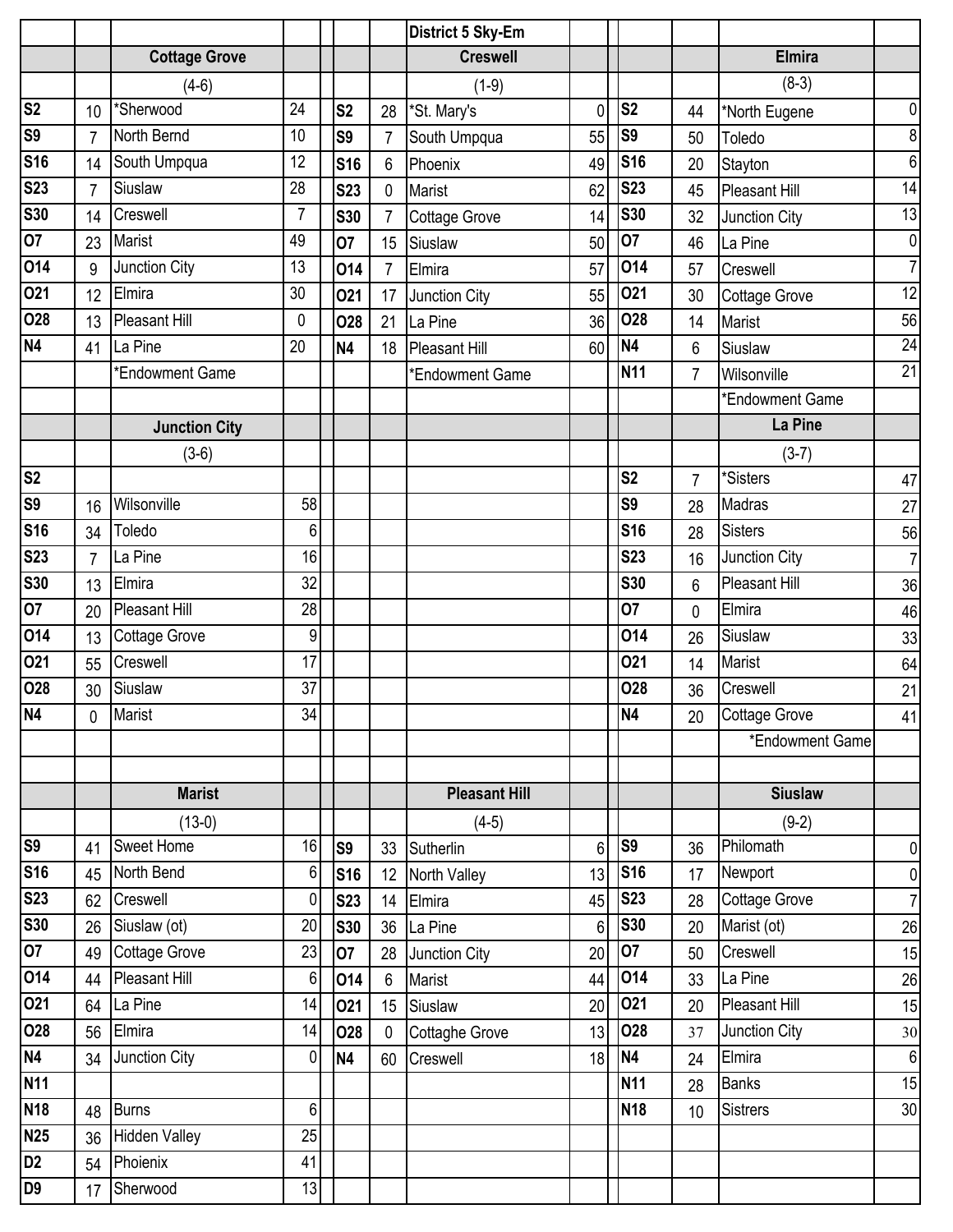# District 5 Sky-Em

## Cottage Grove

(4-6)

| Date | Score | Opponent | Score |
|---|---|---|---|
| S2 | 10 | *Sherwood | 24 |
| S9 | 7 | North Bernd | 10 |
| S16 | 14 | South Umpqua | 12 |
| S23 | 7 | Siuslaw | 28 |
| S30 | 14 | Creswell | 7 |
| O7 | 23 | Marist | 49 |
| O14 | 9 | Junction City | 13 |
| O21 | 12 | Elmira | 30 |
| O28 | 13 | Pleasant Hill | 0 |
| N4 | 41 | La Pine | 20 |
| | | *Endowment Game | |

## Creswell

(1-9)

| Date | Score | Opponent | Score |
|---|---|---|---|
| S2 | 28 | *St. Mary's | 0 |
| S9 | 7 | South Umpqua | 55 |
| S16 | 6 | Phoenix | 49 |
| S23 | 0 | Marist | 62 |
| S30 | 7 | Cottage Grove | 14 |
| O7 | 15 | Siuslaw | 50 |
| O14 | 7 | Elmira | 57 |
| O21 | 17 | Junction City | 55 |
| O28 | 21 | La Pine | 36 |
| N4 | 18 | Pleasant Hill | 60 |
| | | *Endowment Game | |

## Elmira

(8-3)

| Date | Score | Opponent | Score |
|---|---|---|---|
| S2 | 44 | *North Eugene | 0 |
| S9 | 50 | Toledo | 8 |
| S16 | 20 | Stayton | 6 |
| S23 | 45 | Pleasant Hill | 14 |
| S30 | 32 | Junction City | 13 |
| O7 | 46 | La Pine | 0 |
| O14 | 57 | Creswell | 7 |
| O21 | 30 | Cottage Grove | 12 |
| O28 | 14 | Marist | 56 |
| N4 | 6 | Siuslaw | 24 |
| N11 | 7 | Wilsonville | 21 |
| | | *Endowment Game | |

## Junction City

(3-6)

| Date | Score | Opponent | Score |
|---|---|---|---|
| S2 | | | |
| S9 | 16 | Wilsonville | 58 |
| S16 | 34 | Toledo | 6 |
| S23 | 7 | La Pine | 16 |
| S30 | 13 | Elmira | 32 |
| O7 | 20 | Pleasant Hill | 28 |
| O14 | 13 | Cottage Grove | 9 |
| O21 | 55 | Creswell | 17 |
| O28 | 30 | Siuslaw | 37 |
| N4 | 0 | Marist | 34 |

## La Pine

(3-7)

| Date | Score | Opponent | Score |
|---|---|---|---|
| S2 | 7 | *Sisters | 47 |
| S9 | 28 | Madras | 27 |
| S16 | 28 | Sisters | 56 |
| S23 | 16 | Junction City | 7 |
| S30 | 6 | Pleasant Hill | 36 |
| O7 | 0 | Elmira | 46 |
| O14 | 26 | Siuslaw | 33 |
| O21 | 14 | Marist | 64 |
| O28 | 36 | Creswell | 21 |
| N4 | 20 | Cottage Grove | 41 |
| | | *Endowment Game | |

## Marist

(13-0)

| Date | Score | Opponent | Score |
|---|---|---|---|
| S9 | 41 | Sweet Home | 16 |
| S16 | 45 | North Bend | 6 |
| S23 | 62 | Creswell | 0 |
| S30 | 26 | Siuslaw (ot) | 20 |
| O7 | 49 | Cottage Grove | 23 |
| O14 | 44 | Pleasant Hill | 6 |
| O21 | 64 | La Pine | 14 |
| O28 | 56 | Elmira | 14 |
| N4 | 34 | Junction City | 0 |
| N11 | | | |
| N18 | 48 | Burns | 6 |
| N25 | 36 | Hidden Valley | 25 |
| D2 | 54 | Phoienix | 41 |
| D9 | 17 | Sherwood | 13 |

## Pleasant Hill

(4-5)

| Date | Score | Opponent | Score |
|---|---|---|---|
| S9 | 33 | Sutherlin | 6 |
| S16 | 12 | North Valley | 13 |
| S23 | 14 | Elmira | 45 |
| S30 | 36 | La Pine | 6 |
| O7 | 28 | Junction City | 20 |
| O14 | 6 | Marist | 44 |
| O21 | 15 | Siuslaw | 20 |
| O28 | 0 | Cottaghe Grove | 13 |
| N4 | 60 | Creswell | 18 |

## Siuslaw

(9-2)

| Date | Score | Opponent | Score |
|---|---|---|---|
| S9 | 36 | Philomath | 0 |
| S16 | 17 | Newport | 0 |
| S23 | 28 | Cottage Grove | 7 |
| S30 | 20 | Marist (ot) | 26 |
| O7 | 50 | Creswell | 15 |
| O14 | 33 | La Pine | 26 |
| O21 | 20 | Pleasant Hill | 15 |
| O28 | 37 | Junction City | 30 |
| N4 | 24 | Elmira | 6 |
| N11 | 28 | Banks | 15 |
| N18 | 10 | Sistrers | 30 |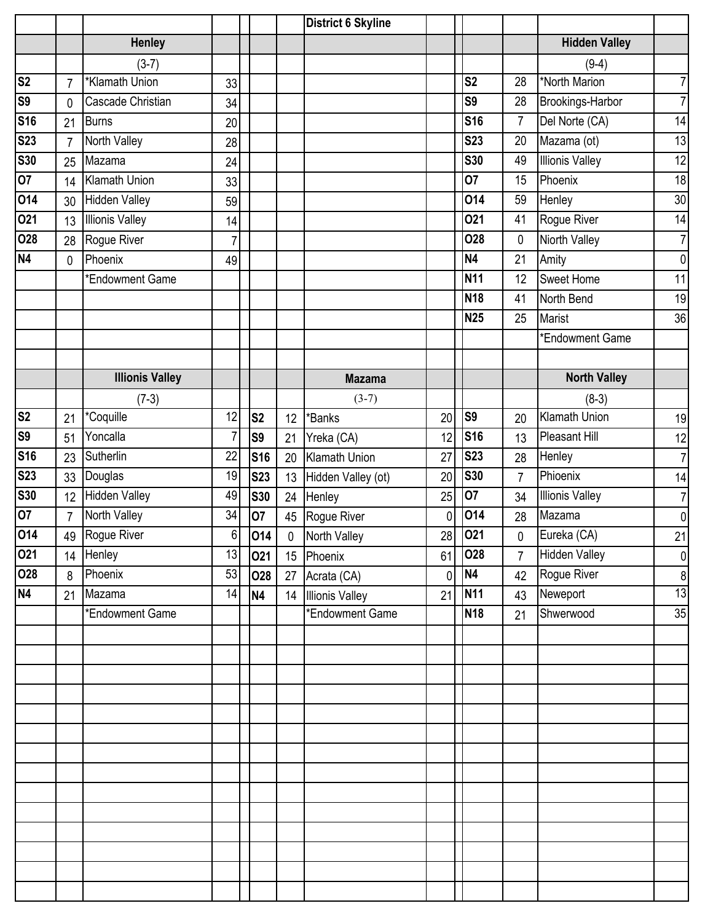## District 6 Skyline

### Henley

(3-7)

| Date | Score | Opponent | Opp |
|---|---|---|---|
| S2 | 7 | *Klamath Union | 33 |
| S9 | 0 | Cascade Christian | 34 |
| S16 | 21 | Burns | 20 |
| S23 | 7 | North Valley | 28 |
| S30 | 25 | Mazama | 24 |
| O7 | 14 | Klamath Union | 33 |
| O14 | 30 | Hidden Valley | 59 |
| O21 | 13 | Illionis Valley | 14 |
| O28 | 28 | Rogue River | 7 |
| N4 | 0 | Phoenix | 49 |
| | | *Endowment Game | |

### Hidden Valley

(9-4)

| Date | Score | Opponent | Opp |
|---|---|---|---|
| S2 | 28 | *North Marion | 7 |
| S9 | 28 | Brookings-Harbor | 7 |
| S16 | 7 | Del Norte (CA) | 14 |
| S23 | 20 | Mazama (ot) | 13 |
| S30 | 49 | Illionis Valley | 12 |
| O7 | 15 | Phoenix | 18 |
| O14 | 59 | Henley | 30 |
| O21 | 41 | Rogue River | 14 |
| O28 | 0 | Niorth Valley | 7 |
| N4 | 21 | Amity | 0 |
| N11 | 12 | Sweet Home | 11 |
| N18 | 41 | North Bend | 19 |
| N25 | 25 | Marist | 36 |
| | | *Endowment Game | |

### Illionis Valley

(7-3)

| Date | Score | Opponent | Opp |
|---|---|---|---|
| S2 | 21 | *Coquille | 12 |
| S9 | 51 | Yoncalla | 7 |
| S16 | 23 | Sutherlin | 22 |
| S23 | 33 | Douglas | 19 |
| S30 | 12 | Hidden Valley | 49 |
| O7 | 7 | North Valley | 34 |
| O14 | 49 | Rogue River | 6 |
| O21 | 14 | Henley | 13 |
| O28 | 8 | Phoenix | 53 |
| N4 | 21 | Mazama | 14 |
| | | *Endowment Game | |

### Mazama

(3-7)

| Date | Score | Opponent | Opp |
|---|---|---|---|
| S2 | 12 | *Banks | 20 |
| S9 | 21 | Yreka (CA) | 12 |
| S16 | 20 | Klamath Union | 27 |
| S23 | 13 | Hidden Valley (ot) | 20 |
| S30 | 24 | Henley | 25 |
| O7 | 45 | Rogue River | 0 |
| O14 | 0 | North Valley | 28 |
| O21 | 15 | Phoenix | 61 |
| O28 | 27 | Acrata (CA) | 0 |
| N4 | 14 | Illionis Valley | 21 |
| | | *Endowment Game | |

### North Valley

(8-3)

| Date | Score | Opponent | Opp |
|---|---|---|---|
| S9 | 20 | Klamath Union | 19 |
| S16 | 13 | Pleasant Hill | 12 |
| S23 | 28 | Henley | 7 |
| S30 | 7 | Phioenix | 14 |
| O7 | 34 | Illionis Valley | 7 |
| O14 | 28 | Mazama | 0 |
| O21 | 0 | Eureka (CA) | 21 |
| O28 | 7 | Hidden Valley | 0 |
| N4 | 42 | Rogue River | 8 |
| N11 | 43 | Neweport | 13 |
| N18 | 21 | Shwerwood | 35 |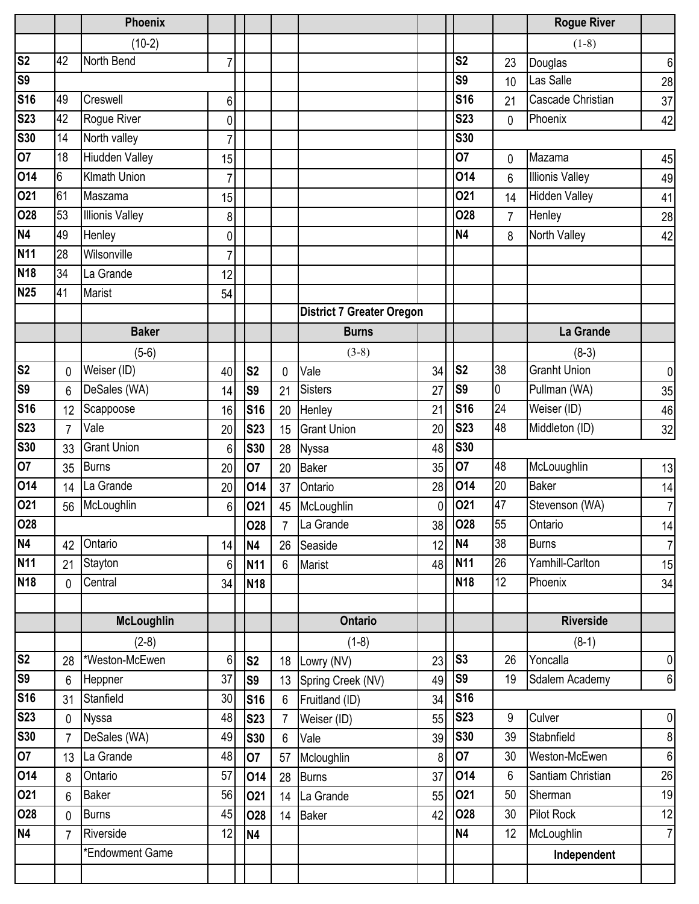| | | Phoenix | | | | | | | | | Rogue River | |
|---|---|---|---|---|---|---|---|---|---|---|---|---|
| | | (10-2) | | | | | | | | | (1-8) | |
| S2 | 42 | North Bend | 7 | | | | | | | S2 | 23 | Douglas | 6 |
| S9 | | | | | | | | | | S9 | 10 | Las Salle | 28 |
| S16 | 49 | Creswell | 6 | | | | | | | S16 | 21 | Cascade Christian | 37 |
| S23 | 42 | Rogue River | 0 | | | | | | | S23 | 0 | Phoenix | 42 |
| S30 | 14 | North valley | 7 | | | | | | | S30 | | | |
| O7 | 18 | Hiudden Valley | 15 | | | | | | | O7 | 0 | Mazama | 45 |
| O14 | 6 | Klmath Union | 7 | | | | | | | O14 | 6 | Illionis Valley | 49 |
| O21 | 61 | Maszama | 15 | | | | | | | O21 | 14 | Hidden Valley | 41 |
| O28 | 53 | Illionis Valley | 8 | | | | | | | O28 | 7 | Henley | 28 |
| N4 | 49 | Henley | 0 | | | | | | | N4 | 8 | North Valley | 42 |
| N11 | 28 | Wilsonville | 7 | | | | | | | | | | |
| N18 | 34 | La Grande | 12 | | | | | | | | | | |
| N25 | 41 | Marist | 54 | | | | | | | | | | |

**District 7 Greater Oregon**

| | | Baker | | | | Burns | | | | La Grande | |
|---|---|---|---|---|---|---|---|---|---|---|---|
| | | (5-6) | | | | (3-8) | | | | (8-3) | |
| S2 | 0 | Weiser (ID) | 40 | S2 | 0 | Vale | 34 | S2 | 38 | Granht Union | 0 |
| S9 | 6 | DeSales (WA) | 14 | S9 | 21 | Sisters | 27 | S9 | 0 | Pullman (WA) | 35 |
| S16 | 12 | Scappoose | 16 | S16 | 20 | Henley | 21 | S16 | 24 | Weiser (ID) | 46 |
| S23 | 7 | Vale | 20 | S23 | 15 | Grant Union | 20 | S23 | 48 | Middleton (ID) | 32 |
| S30 | 33 | Grant Union | 6 | S30 | 28 | Nyssa | 48 | S30 | | | |
| O7 | 35 | Burns | 20 | O7 | 20 | Baker | 35 | O7 | 48 | McLouughlin | 13 |
| O14 | 14 | La Grande | 20 | O14 | 37 | Ontario | 28 | O14 | 20 | Baker | 14 |
| O21 | 56 | McLoughlin | 6 | O21 | 45 | McLoughlin | 0 | O21 | 47 | Stevenson (WA) | 7 |
| O28 | | | | O28 | 7 | La Grande | 38 | O28 | 55 | Ontario | 14 |
| N4 | 42 | Ontario | 14 | N4 | 26 | Seaside | 12 | N4 | 38 | Burns | 7 |
| N11 | 21 | Stayton | 6 | N11 | 6 | Marist | 48 | N11 | 26 | Yamhill-Carlton | 15 |
| N18 | 0 | Central | 34 | N18 | | | | N18 | 12 | Phoenix | 34 |

| | | McLoughlin | | | | Ontario | | | | Riverside | |
|---|---|---|---|---|---|---|---|---|---|---|---|
| | | (2-8) | | | | (1-8) | | | | (8-1) | |
| S2 | 28 | *Weston-McEwen | 6 | S2 | 18 | Lowry (NV) | 23 | S3 | 26 | Yoncalla | 0 |
| S9 | 6 | Heppner | 37 | S9 | 13 | Spring Creek (NV) | 49 | S9 | 19 | Sdalem Academy | 6 |
| S16 | 31 | Stanfield | 30 | S16 | 6 | Fruitland (ID) | 34 | S16 | | | |
| S23 | 0 | Nyssa | 48 | S23 | 7 | Weiser (ID) | 55 | S23 | 9 | Culver | 0 |
| S30 | 7 | DeSales (WA) | 49 | S30 | 6 | Vale | 39 | S30 | 39 | Stabnfield | 8 |
| O7 | 13 | La Grande | 48 | O7 | 57 | Mcloughlin | 8 | O7 | 30 | Weston-McEwen | 6 |
| O14 | 8 | Ontario | 57 | O14 | 28 | Burns | 37 | O14 | 6 | Santiam Christian | 26 |
| O21 | 6 | Baker | 56 | O21 | 14 | La Grande | 55 | O21 | 50 | Sherman | 19 |
| O28 | 0 | Burns | 45 | O28 | 14 | Baker | 42 | O28 | 30 | Pilot Rock | 12 |
| N4 | 7 | Riverside | 12 | N4 | | | | N4 | 12 | McLoughlin | 7 |
| | | *Endowment Game | | | | | | | | **Independent** | |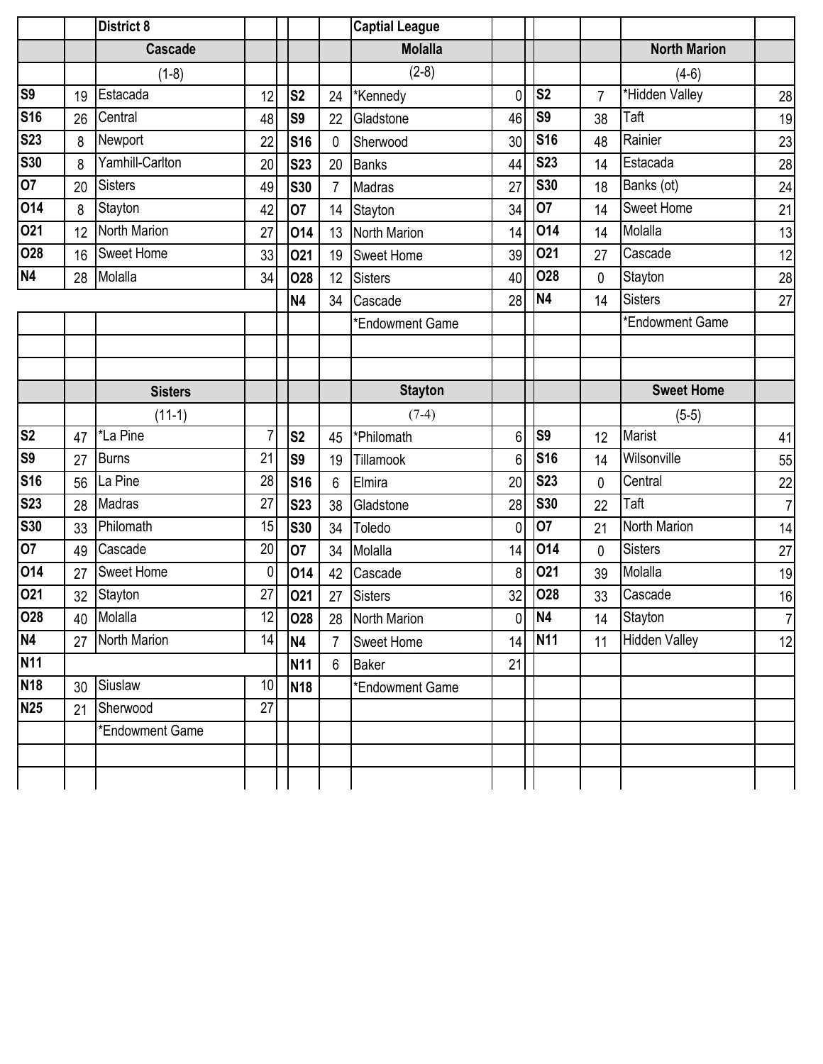District 8

Captial League

| | | Cascade | | | | Molalla | | | | North Marion | |
|---|---|---|---|---|---|---|---|---|---|---|---|
| | | (1-8) | | | | (2-8) | | | | (4-6) | |
| S9 | 19 | Estacada | 12 | S2 | 24 | *Kennedy | 0 | S2 | 7 | *Hidden Valley | 28 |
| S16 | 26 | Central | 48 | S9 | 22 | Gladstone | 46 | S9 | 38 | Taft | 19 |
| S23 | 8 | Newport | 22 | S16 | 0 | Sherwood | 30 | S16 | 48 | Rainier | 23 |
| S30 | 8 | Yamhill-Carlton | 20 | S23 | 20 | Banks | 44 | S23 | 14 | Estacada | 28 |
| O7 | 20 | Sisters | 49 | S30 | 7 | Madras | 27 | S30 | 18 | Banks (ot) | 24 |
| O14 | 8 | Stayton | 42 | O7 | 14 | Stayton | 34 | O7 | 14 | Sweet Home | 21 |
| O21 | 12 | North Marion | 27 | O14 | 13 | North Marion | 14 | O14 | 14 | Molalla | 13 |
| O28 | 16 | Sweet Home | 33 | O21 | 19 | Sweet Home | 39 | O21 | 27 | Cascade | 12 |
| N4 | 28 | Molalla | 34 | O28 | 12 | Sisters | 40 | O28 | 0 | Stayton | 28 |
| | | | | N4 | 34 | Cascade | 28 | N4 | 14 | Sisters | 27 |
| | | | | | | *Endowment Game | | | | *Endowment Game | |

| | | Sisters | | | | Stayton | | | | Sweet Home | |
|---|---|---|---|---|---|---|---|---|---|---|---|
| | | (11-1) | | | | (7-4) | | | | (5-5) | |
| S2 | 47 | *La Pine | 7 | S2 | 45 | *Philomath | 6 | S9 | 12 | Marist | 41 |
| S9 | 27 | Burns | 21 | S9 | 19 | Tillamook | 6 | S16 | 14 | Wilsonville | 55 |
| S16 | 56 | La Pine | 28 | S16 | 6 | Elmira | 20 | S23 | 0 | Central | 22 |
| S23 | 28 | Madras | 27 | S23 | 38 | Gladstone | 28 | S30 | 22 | Taft | 7 |
| S30 | 33 | Philomath | 15 | S30 | 34 | Toledo | 0 | O7 | 21 | North Marion | 14 |
| O7 | 49 | Cascade | 20 | O7 | 34 | Molalla | 14 | O14 | 0 | Sisters | 27 |
| O14 | 27 | Sweet Home | 0 | O14 | 42 | Cascade | 8 | O21 | 39 | Molalla | 19 |
| O21 | 32 | Stayton | 27 | O21 | 27 | Sisters | 32 | O28 | 33 | Cascade | 16 |
| O28 | 40 | Molalla | 12 | O28 | 28 | North Marion | 0 | N4 | 14 | Stayton | 7 |
| N4 | 27 | North Marion | 14 | N4 | 7 | Sweet Home | 14 | N11 | 11 | Hidden Valley | 12 |
| N11 | | | | N11 | 6 | Baker | 21 | | | | |
| N18 | 30 | Siuslaw | 10 | N18 | | *Endowment Game | | | | | |
| N25 | 21 | Sherwood | 27 | | | | | | | | |
| | | *Endowment Game | | | | | | | | | |